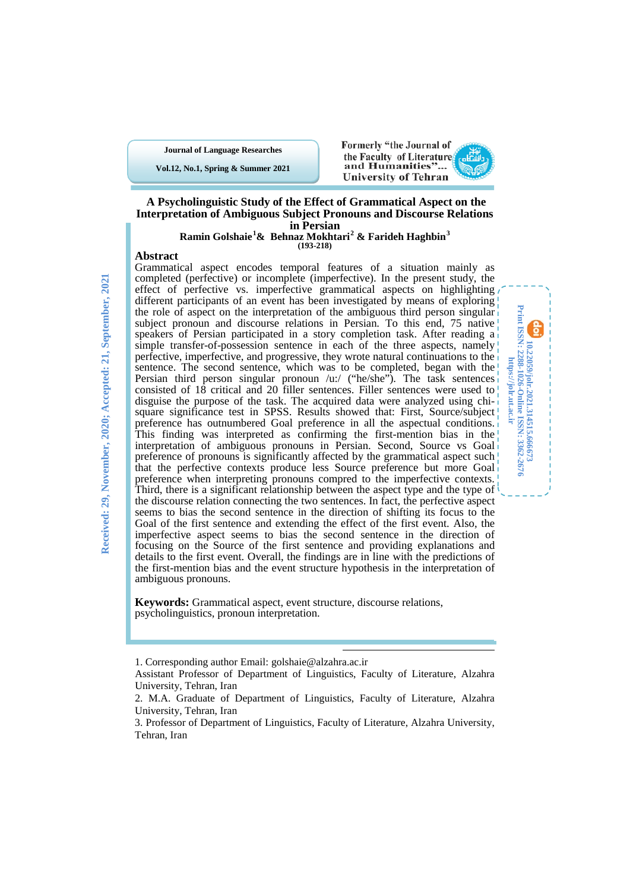# A Psycholinguistic Study of the Effect of Grammatical Aspect on the Interpretation of Ambiguous Subject Pronouns and Discourse Relations in Persian

**Ramin Golshaie[1]& Behnaz Mokhtari[2] & Farideh Haghbin[3]**

**(193-218)**

Received: 29, November, 2020; Accepted: 21, September, 2021

## Abstract

Grammatical aspect encodes temporal features of a situation mainly as completed (perfective) or incomplete (imperfective). In the present study, the effect of perfective vs. imperfective grammatical aspects on highlighting different participants of an event has been investigated by means of exploring the role of aspect on the interpretation of the ambiguous third person singular subject pronoun and discourse relations in Persian. To this end, 75 native speakers of Persian participated in a story completion task. After reading a simple transfer-of-possession sentence in each of the three aspects, namely perfective, imperfective, and progressive, they wrote natural continuations to the sentence. The second sentence, which was to be completed, began with the Persian third person singular pronoun /u:/ ("he/she"). The task sentences consisted of 18 critical and 20 filler sentences. Filler sentences were used to disguise the purpose of the task. The acquired data were analyzed using chi-square significance test in SPSS. Results showed that: First, Source/subject preference has outnumbered Goal preference in all the aspectual conditions. This finding was interpreted as confirming the first-mention bias in the interpretation of ambiguous pronouns in Persian. Second, Source vs Goal preference of pronouns is significantly affected by the grammatical aspect such that the perfective contexts produce less Source preference but more Goal preference when interpreting pronouns compred to the imperfective contexts. Third, there is a significant relationship between the aspect type and the type of the discourse relation connecting the two sentences. In fact, the perfective aspect seems to bias the second sentence in the direction of shifting its focus to the Goal of the first sentence and extending the effect of the first event. Also, the imperfective aspect seems to bias the second sentence in the direction of focusing on the Source of the first sentence and providing explanations and details to the first event. Overall, the findings are in line with the predictions of the first-mention bias and the event structure hypothesis in the interpretation of ambiguous pronouns.

**Keywords:** Grammatical aspect, event structure, discourse relations, psycholinguistics, pronoun interpretation.

---

1. Corresponding author Email: golshaie@alzahra.ac.ir
Assistant Professor of Department of Linguistics, Faculty of Literature, Alzahra University, Tehran, Iran

2. M.A. Graduate of Department of Linguistics, Faculty of Literature, Alzahra University, Tehran, Iran

3. Professor of Department of Linguistics, Faculty of Literature, Alzahra University, Tehran, Iran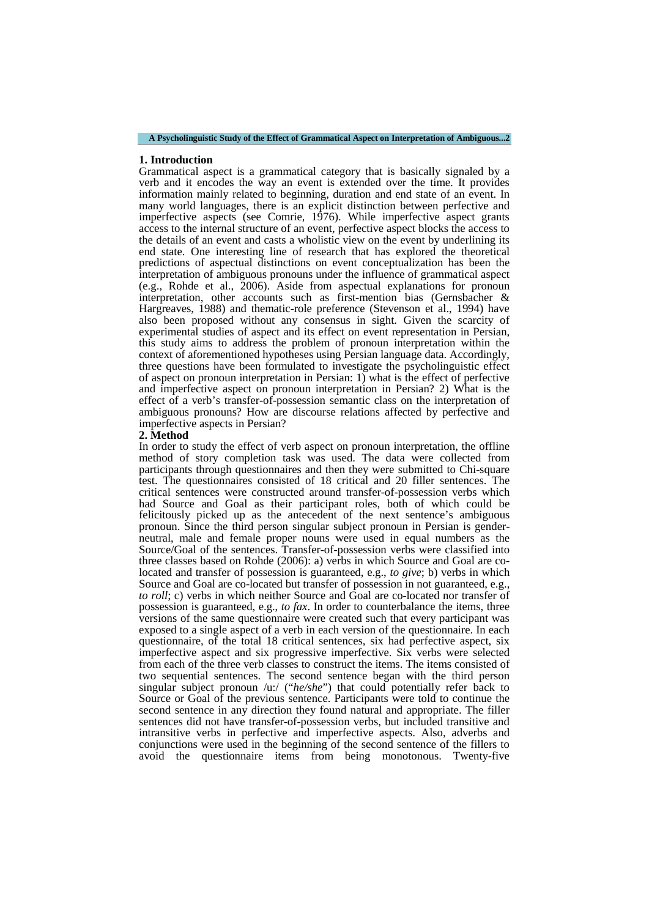## 1. Introduction

Grammatical aspect is a grammatical category that is basically signaled by a verb and it encodes the way an event is extended over the time. It provides information mainly related to beginning, duration and end state of an event. In many world languages, there is an explicit distinction between perfective and imperfective aspects (see Comrie, 1976). While imperfective aspect grants access to the internal structure of an event, perfective aspect blocks the access to the details of an event and casts a wholistic view on the event by underlining its end state. One interesting line of research that has explored the theoretical predictions of aspectual distinctions on event conceptualization has been the interpretation of ambiguous pronouns under the influence of grammatical aspect (e.g., Rohde et al., 2006). Aside from aspectual explanations for pronoun interpretation, other accounts such as first-mention bias (Gernsbacher & Hargreaves, 1988) and thematic-role preference (Stevenson et al., 1994) have also been proposed without any consensus in sight. Given the scarcity of experimental studies of aspect and its effect on event representation in Persian, this study aims to address the problem of pronoun interpretation within the context of aforementioned hypotheses using Persian language data. Accordingly, three questions have been formulated to investigate the psycholinguistic effect of aspect on pronoun interpretation in Persian: 1) what is the effect of perfective and imperfective aspect on pronoun interpretation in Persian? 2) What is the effect of a verb's transfer-of-possession semantic class on the interpretation of ambiguous pronouns? How are discourse relations affected by perfective and imperfective aspects in Persian?

## 2. Method

In order to study the effect of verb aspect on pronoun interpretation, the offline method of story completion task was used. The data were collected from participants through questionnaires and then they were submitted to Chi-square test. The questionnaires consisted of 18 critical and 20 filler sentences. The critical sentences were constructed around transfer-of-possession verbs which had Source and Goal as their participant roles, both of which could be felicitously picked up as the antecedent of the next sentence's ambiguous pronoun. Since the third person singular subject pronoun in Persian is gender-neutral, male and female proper nouns were used in equal numbers as the Source/Goal of the sentences. Transfer-of-possession verbs were classified into three classes based on Rohde (2006): a) verbs in which Source and Goal are co-located and transfer of possession is guaranteed, e.g., *to give*; b) verbs in which Source and Goal are co-located but transfer of possession in not guaranteed, e.g., *to roll*; c) verbs in which neither Source and Goal are co-located nor transfer of possession is guaranteed, e.g., *to fax*. In order to counterbalance the items, three versions of the same questionnaire were created such that every participant was exposed to a single aspect of a verb in each version of the questionnaire. In each questionnaire, of the total 18 critical sentences, six had perfective aspect, six imperfective aspect and six progressive imperfective. Six verbs were selected from each of the three verb classes to construct the items. The items consisted of two sequential sentences. The second sentence began with the third person singular subject pronoun /u:/ ("*he/she*") that could potentially refer back to Source or Goal of the previous sentence. Participants were told to continue the second sentence in any direction they found natural and appropriate. The filler sentences did not have transfer-of-possession verbs, but included transitive and intransitive verbs in perfective and imperfective aspects. Also, adverbs and conjunctions were used in the beginning of the second sentence of the fillers to avoid the questionnaire items from being monotonous. Twenty-five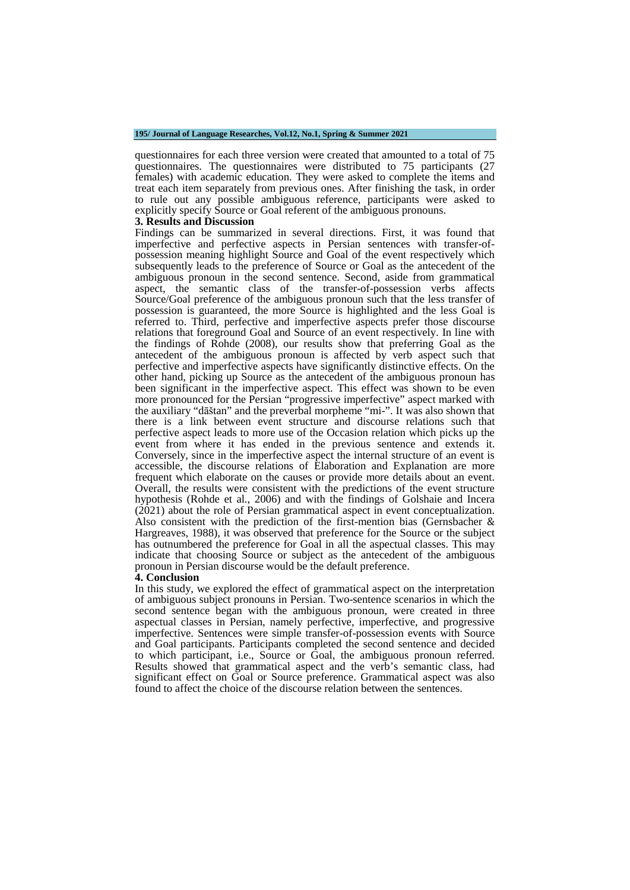questionnaires for each three version were created that amounted to a total of 75 questionnaires. The questionnaires were distributed to 75 participants (27 females) with academic education. They were asked to complete the items and treat each item separately from previous ones. After finishing the task, in order to rule out any possible ambiguous reference, participants were asked to explicitly specify Source or Goal referent of the ambiguous pronouns.

## 3. Results and Discussion

Findings can be summarized in several directions. First, it was found that imperfective and perfective aspects in Persian sentences with transfer-of-possession meaning highlight Source and Goal of the event respectively which subsequently leads to the preference of Source or Goal as the antecedent of the ambiguous pronoun in the second sentence. Second, aside from grammatical aspect, the semantic class of the transfer-of-possession verbs affects Source/Goal preference of the ambiguous pronoun such that the less transfer of possession is guaranteed, the more Source is highlighted and the less Goal is referred to. Third, perfective and imperfective aspects prefer those discourse relations that foreground Goal and Source of an event respectively. In line with the findings of Rohde (2008), our results show that preferring Goal as the antecedent of the ambiguous pronoun is affected by verb aspect such that perfective and imperfective aspects have significantly distinctive effects. On the other hand, picking up Source as the antecedent of the ambiguous pronoun has been significant in the imperfective aspect. This effect was shown to be even more pronounced for the Persian "progressive imperfective" aspect marked with the auxiliary "dāštan" and the preverbal morpheme "mi-". It was also shown that there is a link between event structure and discourse relations such that perfective aspect leads to more use of the Occasion relation which picks up the event from where it has ended in the previous sentence and extends it. Conversely, since in the imperfective aspect the internal structure of an event is accessible, the discourse relations of Elaboration and Explanation are more frequent which elaborate on the causes or provide more details about an event. Overall, the results were consistent with the predictions of the event structure hypothesis (Rohde et al., 2006) and with the findings of Golshaie and Incera (2021) about the role of Persian grammatical aspect in event conceptualization. Also consistent with the prediction of the first-mention bias (Gernsbacher & Hargreaves, 1988), it was observed that preference for the Source or the subject has outnumbered the preference for Goal in all the aspectual classes. This may indicate that choosing Source or subject as the antecedent of the ambiguous pronoun in Persian discourse would be the default preference.

## 4. Conclusion

In this study, we explored the effect of grammatical aspect on the interpretation of ambiguous subject pronouns in Persian. Two-sentence scenarios in which the second sentence began with the ambiguous pronoun, were created in three aspectual classes in Persian, namely perfective, imperfective, and progressive imperfective. Sentences were simple transfer-of-possession events with Source and Goal participants. Participants completed the second sentence and decided to which participant, i.e., Source or Goal, the ambiguous pronoun referred. Results showed that grammatical aspect and the verb's semantic class, had significant effect on Goal or Source preference. Grammatical aspect was also found to affect the choice of the discourse relation between the sentences.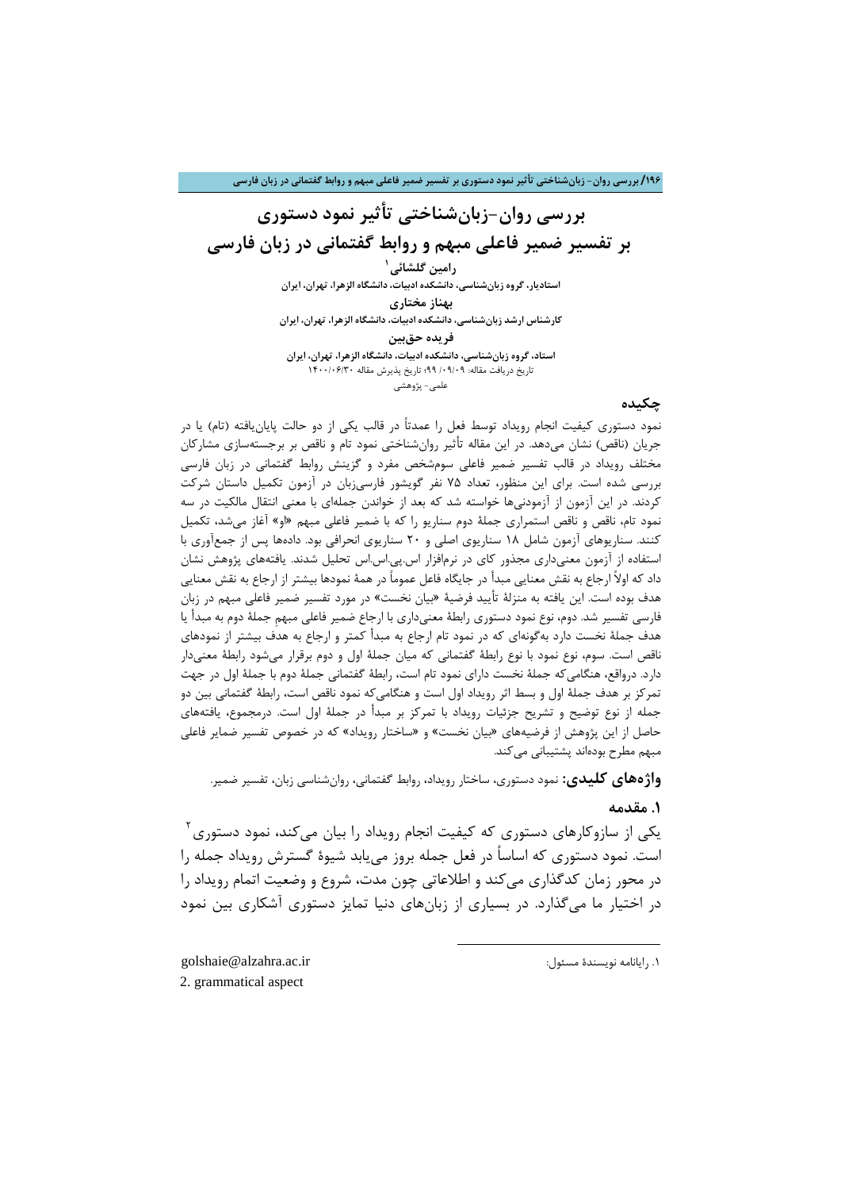# بررسی روان-زبان‌شناختی تأثیر نمود دستوری بر تفسیر ضمیر فاعلی مبهم و روابط گفتمانی در زبان فارسی

**رامین گلشائی**[1]

**استادیار، گروه زبان‌شناسی، دانشکده ادبیات، دانشگاه الزهرا، تهران، ایران**

**بهناز مختاری**

**کارشناس ارشد زبان‌شناسی، دانشکده ادبیات، دانشگاه الزهرا، تهران، ایران**

**فریده حق‌بین**

**استاد، گروه زبان‌شناسی، دانشکده ادبیات، دانشگاه الزهرا، تهران، ایران**

تاریخ دریافت مقاله: ۹۹/۰۹/۰۹؛ تاریخ پذیرش مقاله ۱۴۰۰/۰۶/۳۰

علمی- پژوهشی

## چکیده

نمود دستوری کیفیت انجام رویداد توسط فعل را عمدتاً در قالب یکی از دو حالت پایان‌یافته (تام) یا در جریان (ناقص) نشان می‌دهد. در این مقاله تأثیر روان‌شناختی نمود تام و ناقص بر برجسته‌سازی مشارکان مختلف رویداد در قالب تفسیر ضمیر فاعلی سوم‌شخص مفرد و گزینش روابط گفتمانی در زبان فارسی بررسی شده است. برای این منظور، تعداد ۷۵ نفر گویشور فارسی‌زبان در آزمون تکمیل داستان شرکت کردند. در این آزمون از آزمودنی‌ها خواسته شد که بعد از خواندن جمله‌ای با معنی انتقال مالکیت در سه نمود تام، ناقص و ناقص استمراری جملهٔ دوم سناریو را که با ضمیر فاعلی مبهم «او» آغاز می‌شد، تکمیل کنند. سناریوهای آزمون شامل ۱۸ سناریوی اصلی و ۲۰ سناریوی انحرافی بود. داده‌ها پس از جمع‌آوری با استفاده از آزمون معنی‌داری مجذور کای در نرم‌افزار اس.پی.اس.اس تحلیل شدند. یافته‌های پژوهش نشان داد که اولاً ارجاع به نقش معنایی مبدأ در جایگاه فاعل عموماً در همهٔ نمودها بیشتر از ارجاع به نقش معنایی هدف بوده است. این یافته به منزلهٔ تأیید فرضیهٔ «بیان نخست» در مورد تفسیر ضمیر فاعلی مبهم در زبان فارسی تفسیر شد. دوم، نوع نمود دستوری رابطهٔ معنی‌داری با ارجاع ضمیر فاعلی مبهمِ جملهٔ دوم به مبدأ یا هدف جملهٔ نخست دارد به‌گونه‌ای که در نمود تام ارجاع به مبدأ کمتر و ارجاع به هدف بیشتر از نمودهای ناقص است. سوم، نوع نمود با نوع رابطهٔ گفتمانی که میان جملهٔ اول و دوم برقرار می‌شود رابطهٔ معنی‌دار دارد. درواقع، هنگامی‌که جملهٔ نخست دارای نمود تام است، رابطهٔ گفتمانی جملهٔ دوم با جملهٔ اول در جهت تمرکز بر هدف جملهٔ اول و بسط اثر رویداد اول است و هنگامی‌که نمود ناقص است، رابطهٔ گفتمانی بین دو جمله از نوع توضیح و تشریح جزئیات رویداد با تمرکز بر مبدأ در جملهٔ اول است. درمجموع، یافته‌های حاصل از این پژوهش از فرضیه‌های «بیان نخست» و «ساختار رویداد» که در خصوص تفسیر ضمایر فاعلی مبهم مطرح بوده‌اند پشتیبانی می‌کند.

**واژه‌های کلیدی:** نمود دستوری، ساختار رویداد، روابط گفتمانی، روان‌شناسی زبان، تفسیر ضمیر.

## ۱. مقدمه

یکی از سازوکارهای دستوری که کیفیت انجام رویداد را بیان می‌کند، نمود دستوری[2] است. نمود دستوری که اساساً در فعل جمله بروز می‌یابد شیوهٔ گسترش رویداد جمله را در محور زمان کدگذاری می‌کند و اطلاعاتی چون مدت، شروع و وضعیت اتمام رویداد را در اختیار ما می‌گذارد. در بسیاری از زبان‌های دنیا تمایز دستوری آشکاری بین نمود

---

۱. رایانامه نویسندهٔ مسئول: golshaie@alzahra.ac.ir

2. grammatical aspect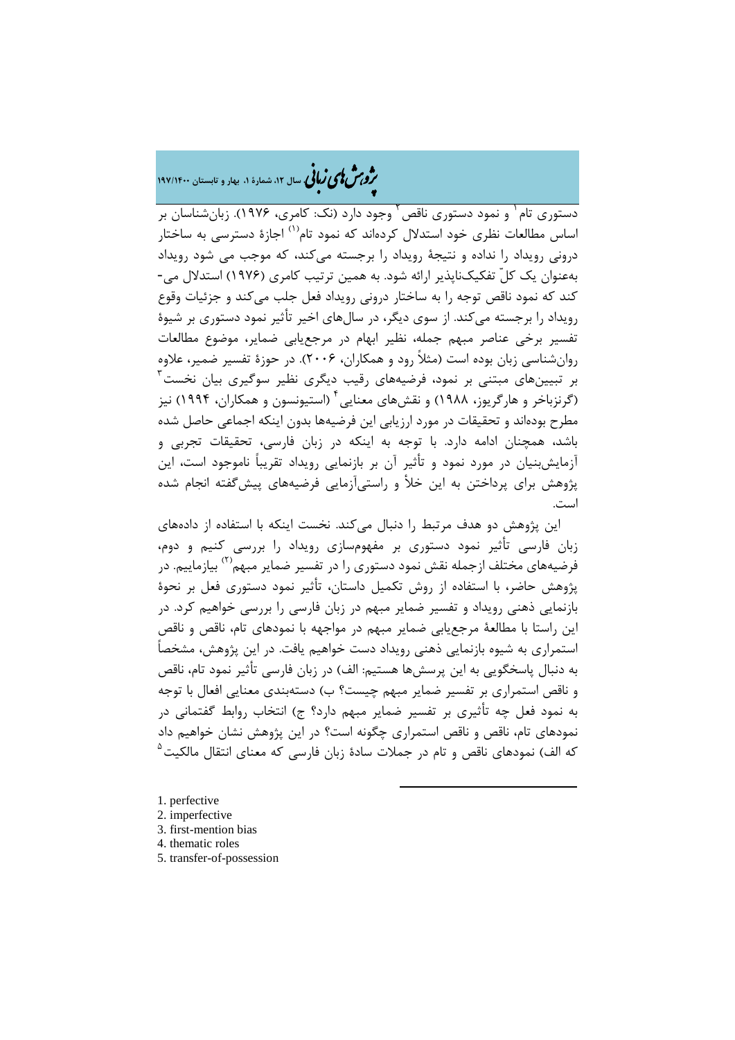دستوری تام[1] و نمود دستوری ناقص[2] وجود دارد (نک: کامری، ۱۹۷۶). زبان‌شناسان بر اساس مطالعات نظری خود استدلال کرده‌اند که نمود تام[(1)] اجازهٔ دسترسی به ساختار درونی رویداد را نداده و نتیجهٔ رویداد را برجسته می‌کند، که موجب می شود رویداد به‌عنوان یک کلّ تفکیک‌ناپذیر ارائه شود. به همین ترتیب کامری (۱۹۷۶) استدلال می‌کند که نمود ناقص توجه را به ساختار درونی رویداد فعل جلب می‌کند و جزئیات وقوع رویداد را برجسته می‌کند. از سوی دیگر، در سال‌های اخیر تأثیر نمود دستوری بر شیوهٔ تفسیر برخی عناصر مبهم جمله، نظیر ابهام در مرجع‌یابی ضمایر، موضوع مطالعات روان‌شناسی زبان بوده است (مثلاً رود و همکاران، ۲۰۰۶). در حوزهٔ تفسیر ضمیر، علاوه بر تبیین‌های مبتنی بر نمود، فرضیه‌های رقیب دیگری نظیر سوگیری بیان نخست[3] (گرنزباخر و هارگریوز، ۱۹۸۸) و نقش‌های معنایی[4] (استیونسون و همکاران، ۱۹۹۴) نیز مطرح بوده‌اند و تحقیقات در مورد ارزیابی این فرضیه‌ها بدون اینکه اجماعی حاصل شده باشد، همچنان ادامه دارد. با توجه به اینکه در زبان فارسی، تحقیقات تجربی و آزمایش‌بنیان در مورد نمود و تأثیر آن بر بازنمایی رویداد تقریباً ناموجود است، این پژوهش برای پرداختن به این خلأ و راستی‌آزمایی فرضیه‌های پیش‌گفته انجام شده است.

این پژوهش دو هدف مرتبط را دنبال می‌کند. نخست اینکه با استفاده از داده‌های زبان فارسی تأثیر نمود دستوری بر مفهوم‌سازی رویداد را بررسی کنیم و دوم، فرضیه‌های مختلف ازجمله نقش نمود دستوری را در تفسیر ضمایر مبهم[(2)] بیازماییم. در پژوهش حاضر، با استفاده از روش تکمیل داستان، تأثیر نمود دستوری فعل بر نحوهٔ بازنمایی ذهنی رویداد و تفسیر ضمایر مبهم در زبان فارسی را بررسی خواهیم کرد. در این راستا با مطالعهٔ مرجع‌یابی ضمایر مبهم در مواجهه با نمودهای تام، ناقص و ناقص استمراری به شیوه بازنمایی ذهنی رویداد دست خواهیم یافت. در این پژوهش، مشخصاً به دنبال پاسخگویی به این پرسش‌ها هستیم: الف) در زبان فارسی تأثیر نمود تام، ناقص و ناقص استمراری بر تفسیر ضمایر مبهم چیست؟ ب) دسته‌بندی معنایی افعال با توجه به نمود فعل چه تأثیری بر تفسیر ضمایر مبهم دارد؟ ج) انتخاب روابط گفتمانی در نمودهای تام، ناقص و ناقص استمراری چگونه است؟ در این پژوهش نشان خواهیم داد که الف) نمودهای ناقص و تام در جملات سادهٔ زبان فارسی که معنای انتقال مالکیت[5]

---

1. perfective
2. imperfective
3. first-mention bias
4. thematic roles
5. transfer-of-possession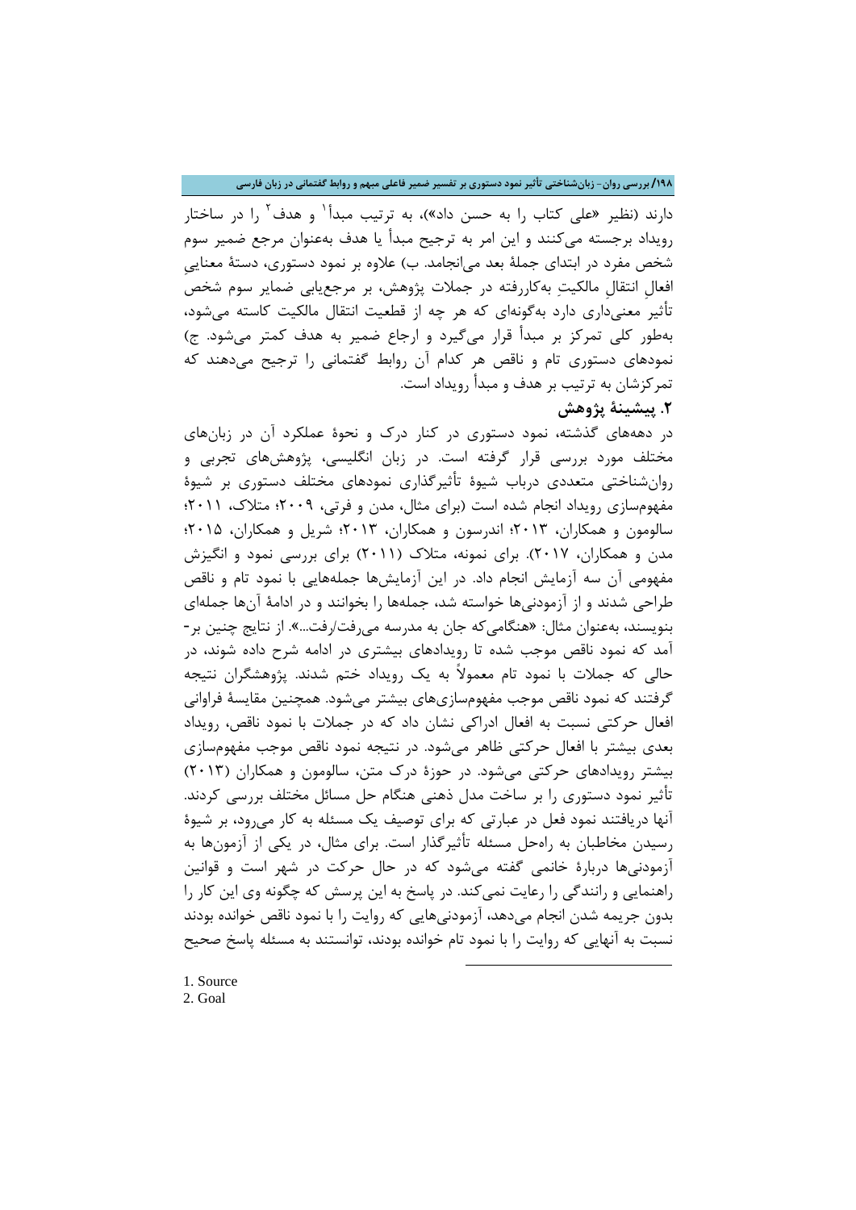دارند (نظیر «علی کتاب را به حسن داد»)، به ترتیب مبدأ[1] و هدف[2] را در ساختار رویداد برجسته می‌کنند و این امر به ترجیح مبدأ یا هدف به‌عنوان مرجع ضمیر سوم شخص مفرد در ابتدای جملهٔ بعد می‌انجامد. ب) علاوه بر نمود دستوری، دستهٔ معناییِ افعالِ انتقالِ مالکیتِ به‌کاررفته در جملات پژوهش، بر مرجع‌یابی ضمایر سوم شخص تأثیر معنی‌داری دارد به‌گونه‌ای که هر چه از قطعیت انتقال مالکیت کاسته می‌شود، به‌طور کلی تمرکز بر مبدأ قرار می‌گیرد و ارجاع ضمیر به هدف کمتر می‌شود. ج) نمودهای دستوری تام و ناقص هر کدام آن روابط گفتمانی را ترجیح می‌دهند که تمرکزشان به ترتیب بر هدف و مبدأ رویداد است.

## ۲. پیشینهٔ پژوهش

در دهه‌های گذشته، نمود دستوری در کنار درک و نحوهٔ عملکرد آن در زبان‌های مختلف مورد بررسی قرار گرفته است. در زبان انگلیسی، پژوهش‌های تجربی و روان‌شناختی متعددی درباب شیوهٔ تأثیرگذاری نمودهای مختلف دستوری بر شیوهٔ مفهوم‌سازی رویداد انجام شده است (برای مثال، مدن و فرتی، ۲۰۰۹؛ متلاک، ۲۰۱۱؛ سالومون و همکاران، ۲۰۱۳؛ اندرسون و همکاران، ۲۰۱۳؛ شریل و همکاران، ۲۰۱۵؛ مدن و همکاران، ۲۰۱۷). برای نمونه، متلاک (۲۰۱۱) برای بررسی نمود و انگیزش مفهومی آن سه آزمایش انجام داد. در این آزمایش‌ها جمله‌هایی با نمود تام و ناقص طراحی شدند و از آزمودنی‌ها خواسته شد، جمله‌ها را بخوانند و در ادامهٔ آن‌ها جمله‌ای بنویسند، به‌عنوان مثال: «هنگامی‌که جان به مدرسه می‌رفت/رفت...». از نتایج چنین بر-آمد که نمود ناقص موجب شده تا رویدادهای بیشتری در ادامه شرح داده شوند، در حالی که جملات با نمود تام معمولاً به یک رویداد ختم شدند. پژوهشگران نتیجه گرفتند که نمود ناقص موجب مفهوم‌سازی‌های بیشتر می‌شود. همچنین مقایسهٔ فراوانی افعال حرکتی نسبت به افعال ادراکی نشان داد که در جملات با نمود ناقص، رویداد بعدی بیشتر با افعال حرکتی ظاهر می‌شود. در نتیجه نمود ناقص موجب مفهوم‌سازی بیشتر رویدادهای حرکتی می‌شود. در حوزهٔ درک متن، سالومون و همکاران (۲۰۱۳) تأثیر نمود دستوری را بر ساخت مدل ذهنی هنگام حل مسائل مختلف بررسی کردند. آنها دریافتند نمود فعل در عبارتی که برای توصیف یک مسئله به کار می‌رود، بر شیوهٔ رسیدن مخاطبان به راه‌حل مسئله تأثیرگذار است. برای مثال، در یکی از آزمون‌ها به آزمودنی‌ها دربارهٔ خانمی گفته می‌شود که در حال حرکت در شهر است و قوانین راهنمایی و رانندگی را رعایت نمی‌کند. در پاسخ به این پرسش که چگونه وی این کار را بدون جریمه شدن انجام می‌دهد، آزمودنی‌هایی که روایت را با نمود ناقص خوانده بودند نسبت به آنهایی که روایت را با نمود تام خوانده بودند، توانستند به مسئله پاسخ صحیح

---

1. Source
2. Goal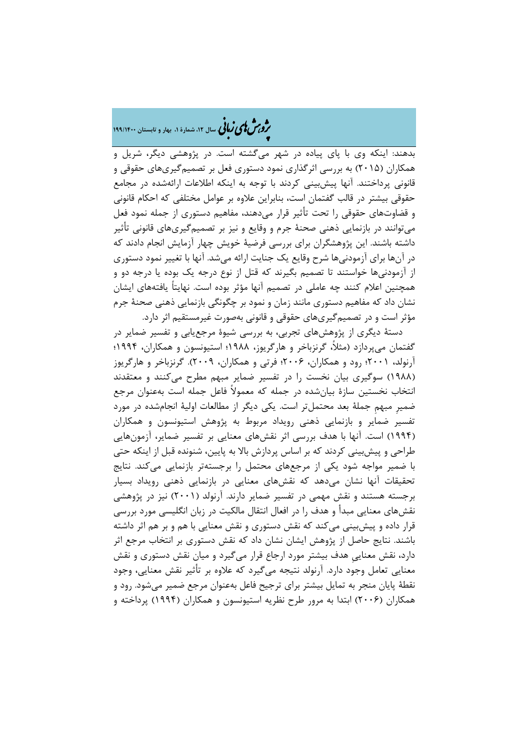بدهند: اینکه وی با پای پیاده در شهر می‌گشته است. در پژوهشی دیگر، شریل و همکاران (۲۰۱۵) به بررسی اثرگذاری نمود دستوری فعل بر تصمیم‌گیری‌های حقوقی و قانونی پرداختند. آنها پیش‌بینی کردند با توجه به اینکه اطلاعات ارائه‌شده در مجامع حقوقی بیشتر در قالب گفتمان است، بنابراین علاوه بر عوامل مختلفی که احکام قانونی و قضاوت‌های حقوقی را تحت تأثیر قرار می‌دهند، مفاهیم دستوری از جمله نمود فعل می‌توانند در بازنمایی ذهنی صحنهٔ جرم و وقایع و نیز بر تصمیم‌گیری‌های قانونی تأثیر داشته باشند. این پژوهشگران برای بررسی فرضیهٔ خویش چهار آزمایش انجام دادند که در آن‌ها برای آزمودنی‌ها شرح وقایع یک جنایت ارائه می‌شد. آنها با تغییر نمود دستوری از آزمودنی‌ها خواستند تا تصمیم بگیرند که قتل از نوع درجه یک بوده یا درجه دو و همچنین اعلام کنند چه عاملی در تصمیم آنها مؤثر بوده است. نهایتاً یافته‌های ایشان نشان داد که مفاهیم دستوری مانند زمان و نمود بر چگونگی بازنمایی ذهنی صحنهٔ جرم مؤثر است و در تصمیم‌گیری‌های حقوقی و قانونی به‌صورت غیرمستقیم اثر دارد.

دستهٔ دیگری از پژوهش‌های تجربی، به بررسی شیوهٔ مرجع‌یابی و تفسیر ضمایر در گفتمان می‌پردازد (مثلاً، گرنزباخر و هارگریوز، ۱۹۸۸؛ استیونسون و همکاران، ۱۹۹۴؛ آرنولد، ۲۰۰۱؛ رود و همکاران، ۲۰۰۶؛ فرتی و همکاران، ۲۰۰۹). گرنزباخر و هارگریوز (۱۹۸۸) سوگیری بیان نخست را در تفسیر ضمایر مبهم مطرح می‌کنند و معتقدند انتخاب نخستین سازهٔ بیان‌شده در جمله که معمولاً فاعل جمله است به‌عنوان مرجع ضمیرِ مبهمِ جملهٔ بعد محتمل‌تر است. یکی دیگر از مطالعات اولیهٔ انجام‌شده در مورد تفسیر ضمایر و بازنمایی ذهنی رویداد مربوط به پژوهش استیونسون و همکاران (۱۹۹۴) است. آنها با هدف بررسی اثر نقش‌های معنایی بر تفسیر ضمایر، آزمون‌هایی طراحی و پیش‌بینی کردند که بر اساس پردازش بالا به پایین، شنونده قبل از اینکه حتی با ضمیر مواجه شود یکی از مرجع‌های محتمل را برجسته‌تر بازنمایی می‌کند. نتایج تحقیقات آنها نشان می‌دهد که نقش‌های معنایی در بازنمایی ذهنی رویداد بسیار برجسته هستند و نقش مهمی در تفسیر ضمایر دارند. آرنولد (۲۰۰۱) نیز در پژوهشی نقش‌های معنایی مبدأ و هدف را در افعال انتقال مالکیت در زبان انگلیسی مورد بررسی قرار داده و پیش‌بینی می‌کند که نقش دستوری و نقش معنایی با هم و بر هم اثر داشته باشند. نتایج حاصل از پژوهش ایشان نشان داد که نقش دستوری بر انتخاب مرجع اثر دارد، نقش معناییِ هدف بیشتر مورد ارجاع قرار می‌گیرد و میان نقش دستوری و نقش معنایی تعامل وجود دارد. آرنولد نتیجه می‌گیرد که علاوه بر تأثیر نقش معنایی، وجود نقطهٔ پایان منجر به تمایل بیشتر برای ترجیح فاعل به‌عنوان مرجع ضمیر می‌شود. رود و همکاران (۲۰۰۶) ابتدا به مرور طرح نظریه استیونسون و همکاران (۱۹۹۴) پرداخته و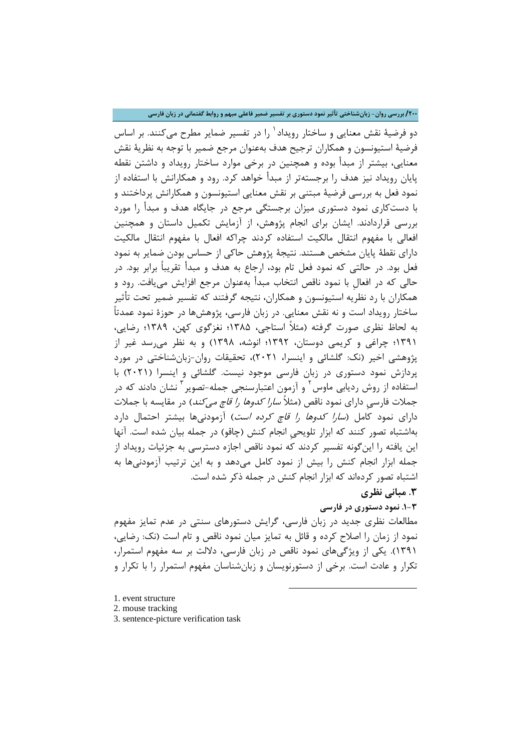دو فرضیهٔ نقش معنایی و ساختار رویداد[1] را در تفسیر ضمایر مطرح می‌کنند. بر اساس فرضیهٔ استیونسون و همکاران ترجیح هدف به‌عنوان مرجع ضمیر با توجه به نظریهٔ نقش معنایی، بیشتر از مبدأ بوده و همچنین در برخی موارد ساختار رویداد و داشتن نقطه پایان رویداد نیز هدف را برجسته‌تر از مبدأ خواهد کرد. رود و همکارانش با استفاده از نمود فعل به بررسی فرضیهٔ مبتنی بر نقش معنایی استیونسون و همکارانش پرداختند و با دست‌کاری نمود دستوری میزان برجستگی مرجع در جایگاه هدف و مبدأ را مورد بررسی قراردادند. ایشان برای انجام پژوهش، از آزمایش تکمیل داستان و همچنین افعالی با مفهوم انتقال مالکیت استفاده کردند چراکه افعال با مفهوم انتقال مالکیت دارای نقطهٔ پایان مشخص هستند. نتیجهٔ پژوهش حاکی از حساس بودن ضمایر به نمود فعل بود. در حالتی که نمود فعل تام بود، ارجاع به هدف و مبدأ تقریباً برابر بود. در حالی که در افعالِ با نمود ناقص انتخاب مبدأ به‌عنوان مرجع افزایش می‌یافت. رود و همکاران با رد نظریه استیونسون و همکاران، نتیجه گرفتند که تفسیر ضمیر تحت تأثیر ساختار رویداد است و نه نقش معنایی. در زبان فارسی، پژوهش‌ها در حوزهٔ نمود عمدتاً به لحاظ نظری صورت گرفته (مثلاً استاجی، ۱۳۸۵؛ نغزگوی کهن، ۱۳۸۹؛ رضایی، ۱۳۹۱؛ چراغی و کریمی دوستان، ۱۳۹۲؛ انوشه، ۱۳۹۸) و به نظر می‌رسد غیر از پژوهشی اخیر (نک: گلشائی و اینسرا، ۲۰۲۱)، تحقیقات روان-زبان‌شناختی در مورد پردازش نمود دستوری در زبان فارسی موجود نیست. گلشائی و اینسرا (۲۰۲۱) با استفاده از روش ردیابی ماوس[2] و آزمون اعتبارسنجی جمله-تصویر[3] نشان دادند که در جملات فارسیِ دارای نمود ناقص (مثلاً *سارا کدوها را قاچ می‌کند*) در مقایسه با جملات دارای نمود کامل (*سارا کدوها را قاچ کرده است*) آزمودنی‌ها بیشتر احتمال دارد به‌اشتباه تصور کنند که ابزار تلویحیِ انجام کنش (چاقو) در جمله بیان شده است. آنها این یافته را این‌گونه تفسیر کردند که نمود ناقص اجازه دسترسی به جزئیات رویداد از جمله ابزار انجام کنش را بیش از نمود کامل می‌دهد و به این ترتیب آزمودنی‌ها به اشتباه تصور کرده‌اند که ابزار انجام کنش در جمله ذکر شده است.

## ۳. مبانی نظری

### ۳-۱. نمود دستوری در فارسی

مطالعات نظری جدید در زبان فارسی، گرایش دستورهای سنتی در عدم تمایز مفهوم نمود از زمان را اصلاح کرده و قائل به تمایز میان نمود ناقص و تام است (نک: رضایی، ۱۳۹۱). یکی از ویژگی‌های نمود ناقص در زبان فارسی، دلالت بر سه مفهوم استمرار، تکرار و عادت است. برخی از دستورنویسان و زبان‌شناسان مفهوم استمرار را با تکرار و

---

1. event structure
2. mouse tracking
3. sentence-picture verification task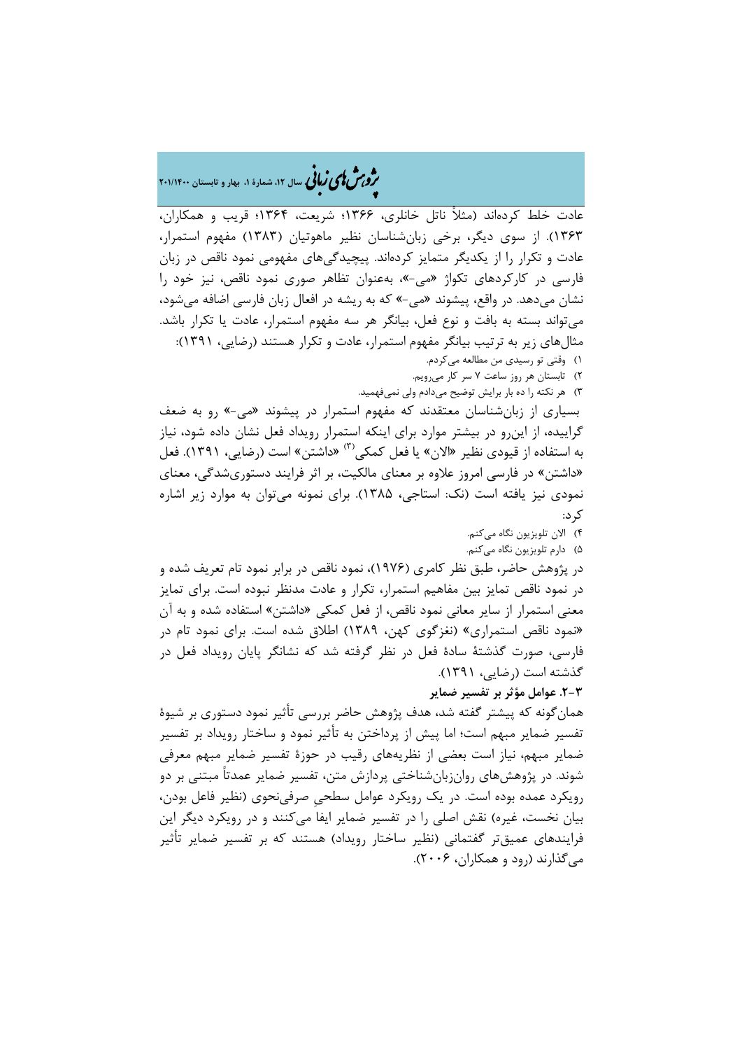عادت خلط کرده‌اند (مثلاً ناتل خانلری، ۱۳۶۶؛ شریعت، ۱۳۶۴؛ قریب و همکاران، ۱۳۶۳). از سوی دیگر، برخی زبان‌شناسان نظیر ماهوتیان (۱۳۸۳) مفهوم استمرار، عادت و تکرار را از یکدیگر متمایز کرده‌اند. پیچیدگی‌های مفهومی نمود ناقص در زبان فارسی در کارکردهای تکواژ «می-»، به‌عنوان تظاهر صوری نمود ناقص، نیز خود را نشان می‌دهد. در واقع، پیشوند «می-» که به ریشه در افعال زبان فارسی اضافه می‌شود، می‌تواند بسته به بافت و نوع فعل، بیانگر هر سه مفهوم استمرار، عادت یا تکرار باشد. مثال‌های زیر به ترتیب بیانگر مفهوم استمرار، عادت و تکرار هستند (رضایی، ۱۳۹۱):

۱) وقتی تو رسیدی من مطالعه می‌کردم.

۲) تابستان هر روز ساعت ۷ سر کار می‌رویم.

۳) هر نکته را ده بار برایش توضیح می‌دادم ولی نمی‌فهمید.

بسیاری از زبان‌شناسان معتقدند که مفهوم استمرار در پیشوند «می-» رو به ضعف گراییده، از این‌رو در بیشتر موارد برای اینکه استمرار رویداد فعل نشان داده شود، نیاز به استفاده از قیودی نظیر «الان» یا فعل کمکی[۳] «داشتن» است (رضایی، ۱۳۹۱). فعل «داشتن» در فارسی امروز علاوه بر معنای مالکیت، بر اثر فرایند دستوری‌شدگی، معنای نمودی نیز یافته است (نک: استاجی، ۱۳۸۵). برای نمونه می‌توان به موارد زیر اشاره کرد:

۴) الان تلویزیون نگاه می‌کنم.

۵) دارم تلویزیون نگاه می‌کنم.

در پژوهش حاضر، طبق نظر کامری (۱۹۷۶)، نمود ناقص در برابر نمود تام تعریف شده و در نمود ناقص تمایز بین مفاهیم استمرار، تکرار و عادت مدنظر نبوده است. برای تمایز معنی استمرار از سایر معانی نمود ناقص، از فعل کمکی «داشتن» استفاده شده و به آن «نمود ناقص استمراری» (نغزگوی کهن، ۱۳۸۹) اطلاق شده است. برای نمود تام در فارسی، صورت گذشتهٔ سادهٔ فعل در نظر گرفته شد که نشانگر پایان رویداد فعل در گذشته است (رضایی، ۱۳۹۱).

### ۳-۲. عوامل مؤثر بر تفسیر ضمایر

همان‌گونه که پیشتر گفته شد، هدف پژوهش حاضر بررسی تأثیر نمود دستوری بر شیوهٔ تفسیر ضمایر مبهم است؛ اما پیش از پرداختن به تأثیر نمود و ساختار رویداد بر تفسیر ضمایر مبهم، نیاز است بعضی از نظریه‌های رقیب در حوزهٔ تفسیر ضمایر مبهم معرفی شوند. در پژوهش‌های روان‌زبان‌شناختی پردازش متن، تفسیر ضمایر عمدتاً مبتنی بر دو رویکرد عمده بوده است. در یک رویکرد عوامل سطحیِ صرفی‌نحوی (نظیر فاعل بودن، بیان نخست، غیره) نقش اصلی را در تفسیر ضمایر ایفا می‌کنند و در رویکرد دیگر این فرایندهای عمیق‌تر گفتمانی (نظیر ساختار رویداد) هستند که بر تفسیر ضمایر تأثیر می‌گذارند (رود و همکاران، ۲۰۰۶).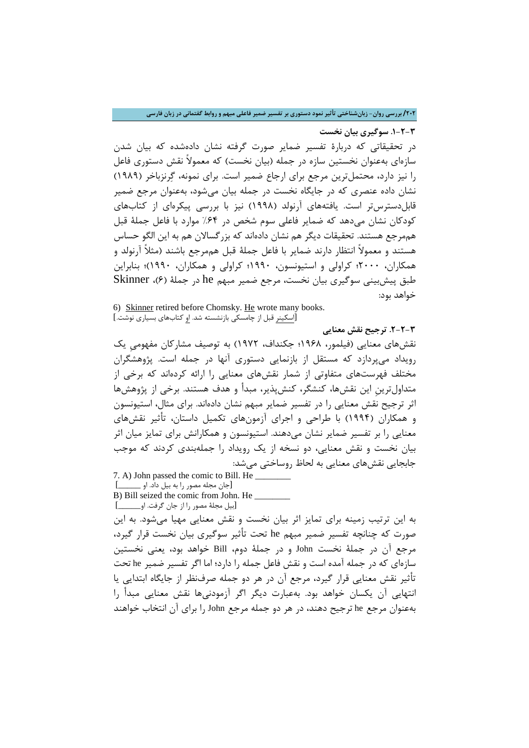### ۳-۲-۱. سوگیری بیان نخست

در تحقیقاتی که دربارهٔ تفسیر ضمایر صورت گرفته نشان داده‌شده که بیان شدن سازه‌ای به‌عنوان نخستین سازه در جمله (بیان نخست) که معمولاً نقش دستوری فاعل را نیز دارد، محتمل‌ترین مرجع برای ارجاع ضمیر است. برای نمونه، گرنزباخر (۱۹۸۹) نشان داده عنصری که در جایگاه نخست در جمله بیان می‌شود، به‌عنوان مرجع ضمیر قابل‌دسترس‌تر است. یافته‌های آرنولد (۱۹۹۸) نیز با بررسی پیکره‌ای از کتاب‌های کودکان نشان می‌دهد که ضمایر فاعلی سوم شخص در ۶۴٪ موارد با فاعل جملهٔ قبل هم‌مرجع هستند. تحقیقات دیگر هم نشان داده‌اند که بزرگسالان هم به این الگو حساس هستند و معمولاً انتظار دارند ضمایر با فاعل جملهٔ قبل هم‌مرجع باشند (مثلاً آرنولد و همکاران، ۲۰۰۰؛ کراولی و استیونسون، ۱۹۹۰؛ کراولی و همکاران، ۱۹۹۰)؛ بنابراین طبق پیش‌بینی سوگیری بیان نخست، مرجع ضمیر مبهم he در جملهٔ (۶)، Skinner خواهد بود:

6) Skinner retired before Chomsky. He wrote many books.
[اسکینر قبل از چامسکی بازنشسته شد. او کتاب‌های بسیاری نوشت.]

### ۳-۲-۲. ترجیح نقش معنایی

نقش‌های معنایی (فیلمور، ۱۹۶۸؛ جکنداف، ۱۹۷۲) به توصیف مشارکان مفهومیِ یک رویداد می‌پردازد که مستقل از بازنمایی دستوری آنها در جمله است. پژوهشگران مختلف فهرست‌های متفاوتی از شمار نقش‌های معنایی را ارائه کرده‌اند که برخی از متداول‌ترینِ این نقش‌ها، کنشگر، کنش‌پذیر، مبدأ و هدف هستند. برخی از پژوهش‌ها اثر ترجیح نقش معنایی را در تفسیر ضمایر مبهم نشان داده‌اند. برای مثال، استیونسون و همکاران (۱۹۹۴) با طراحی و اجرای آزمون‌های تکمیل داستان، تأثیر نقش‌های معنایی را بر تفسیر ضمایر نشان می‌دهند. استیونسون و همکارانش برای تمایز میان اثر بیان نخست و نقش معنایی، دو نسخه از یک رویداد را جمله‌بندی کردند که موجب جابجایی نقش‌های معنایی به لحاظ روساختی می‌شد:

7. A) John passed the comic to Bill. He ________
[جان مجله مصور را به بیل داد. او ______]
B) Bill seized the comic from John. He ________
[بیل مجلهٔ مصور را از جان گرفت. او______]

به این ترتیب زمینه برای تمایز اثر بیان نخست و نقش معنایی مهیا می‌شود. به این صورت که چنانچه تفسیر ضمیر مبهم he تحت تأثیر سوگیری بیان نخست قرار گیرد، مرجع آن در جملهٔ نخست John و در جملهٔ دوم، Bill خواهد بود، یعنی نخستین سازه‌ای که در جمله آمده است و نقش فاعل جمله را دارد؛ اما اگر تفسیر ضمیر he تحت تأثیر نقش معنایی قرار گیرد، مرجع آن در هر دو جمله صرف‌نظر از جایگاه ابتدایی یا انتهایی آن یکسان خواهد بود. به‌عبارت دیگر اگر آزمودنی‌ها نقش معنایی مبدأ را به‌عنوان مرجع he ترجیح دهند، در هر دو جمله مرجع John را برای آن انتخاب خواهند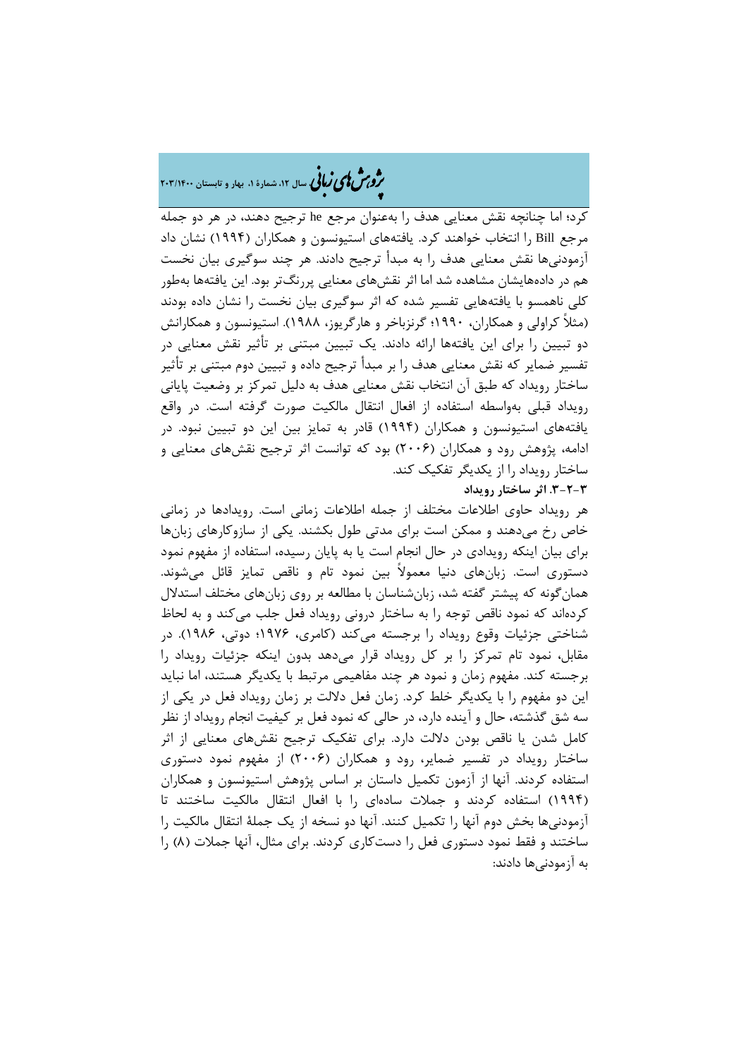کرد؛ اما چنانچه نقش معنایی هدف را به‌عنوان مرجع he ترجیح دهند، در هر دو جمله مرجع Bill را انتخاب خواهند کرد. یافته‌های استیونسون و همکاران (۱۹۹۴) نشان داد آزمودنی‌ها نقش معنایی هدف را به مبدأ ترجیح دادند. هر چند سوگیری بیان نخست هم در داده‌هایشان مشاهده شد اما اثر نقش‌های معنایی پررنگ‌تر بود. این یافته‌ها به‌طور کلی ناهمسو با یافته‌هایی تفسیر شده که اثر سوگیری بیان نخست را نشان داده بودند (مثلاً کراولی و همکاران، ۱۹۹۰؛ گرنزباخر و هارگریوز، ۱۹۸۸). استیونسون و همکارانش دو تبیین را برای این یافته‌ها ارائه دادند. یک تبیین مبتنی بر تأثیر نقش معنایی در تفسیر ضمایر که نقش معنایی هدف را بر مبدأ ترجیح داده و تبیین دوم مبتنی بر تأثیر ساختار رویداد که طبق آن انتخاب نقش معنایی هدف به دلیل تمرکز بر وضعیت پایانی رویداد قبلی به‌واسطه استفاده از افعال انتقال مالکیت صورت گرفته است. در واقع یافته‌های استیونسون و همکاران (۱۹۹۴) قادر به تمایز بین این دو تبیین نبود. در ادامه، پژوهش رود و همکاران (۲۰۰۶) بود که توانست اثر ترجیح نقش‌های معنایی و ساختار رویداد را از یکدیگر تفکیک کند.

**۳-۲-۳. اثر ساختار رویداد**

هر رویداد حاوی اطلاعات مختلف از جمله اطلاعات زمانی است. رویدادها در زمانی خاص رخ می‌دهند و ممکن است برای مدتی طول بکشند. یکی از سازوکارهای زبان‌ها برای بیان اینکه رویدادی در حال انجام است یا به پایان رسیده، استفاده از مفهوم نمود دستوری است. زبان‌های دنیا معمولاً بین نمود تام و ناقص تمایز قائل می‌شوند. همان‌گونه که پیشتر گفته شد، زبان‌شناسان با مطالعه بر روی زبان‌های مختلف استدلال کرده‌اند که نمود ناقص توجه را به ساختار درونی رویداد فعل جلب می‌کند و به لحاظ شناختی جزئیات وقوع رویداد را برجسته می‌کند (کامری، ۱۹۷۶؛ دوتی، ۱۹۸۶). در مقابل، نمود تام تمرکز را بر کل رویداد قرار می‌دهد بدون اینکه جزئیات رویداد را برجسته کند. مفهوم زمان و نمود هر چند مفاهیمی مرتبط با یکدیگر هستند، اما نباید این دو مفهوم را با یکدیگر خلط کرد. زمان فعل دلالت بر زمان رویداد فعل در یکی از سه شق گذشته، حال و آینده دارد، در حالی که نمود فعل بر کیفیت انجام رویداد از نظر کامل شدن یا ناقص بودن دلالت دارد. برای تفکیک ترجیح نقش‌های معنایی از اثر ساختار رویداد در تفسیر ضمایر، رود و همکاران (۲۰۰۶) از مفهوم نمود دستوری استفاده کردند. آنها از آزمون تکمیل داستان بر اساس پژوهش استیونسون و همکاران (۱۹۹۴) استفاده کردند و جملات ساده‌ای را با افعال انتقال مالکیت ساختند تا آزمودنی‌ها بخش دوم آنها را تکمیل کنند. آنها دو نسخه از یک جملهٔ انتقال مالکیت را ساختند و فقط نمود دستوری فعل را دستکاری کردند. برای مثال، آنها جملات (۸) را به آزمودنی‌ها دادند: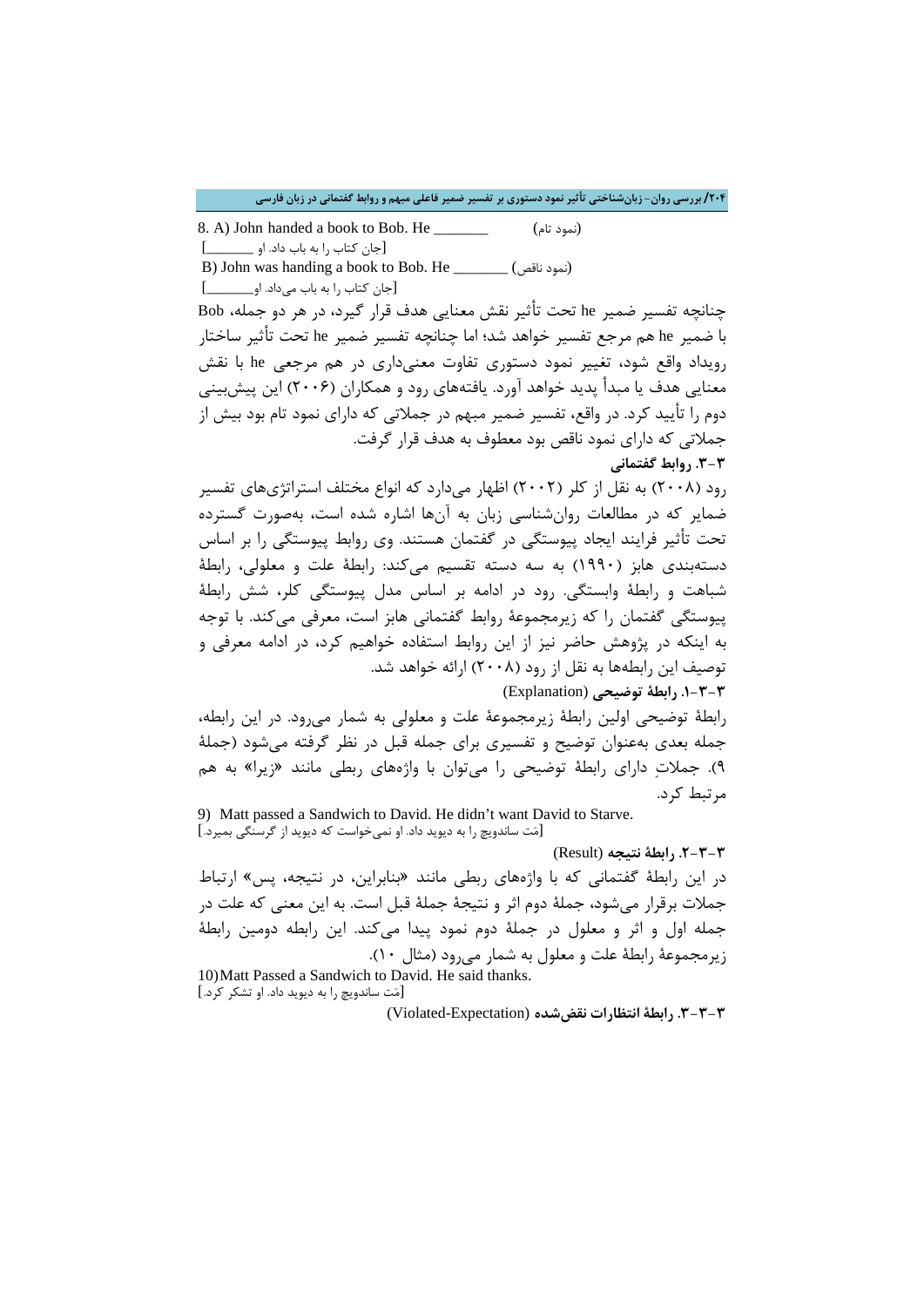8. A) John handed a book to Bob. He _______ (نمود تام)

[جان کتاب را به باب داد. او _______]

B) John was handing a book to Bob. He _______ (نمود ناقص)

[جان کتاب را به باب می‌داد. او_______]

چنانچه تفسیر ضمیر he تحت تأثیر نقش معنایی هدف قرار گیرد، در هر دو جمله، Bob با ضمیر he هم مرجع تفسیر خواهد شد؛ اما چنانچه تفسیر ضمیر he تحت تأثیر ساختار رویداد واقع شود، تغییر نمود دستوری تفاوت معنی‌داری در هم مرجعی he با نقش معنایی هدف یا مبدأ پدید خواهد آورد. یافته‌های رود و همکاران (۲۰۰۶) این پیش‌بینی دوم را تأیید کرد. در واقع، تفسیر ضمیر مبهم در جملاتی که دارای نمود تام بود بیش از جملاتی که دارای نمود ناقص بود معطوف به هدف قرار گرفت.

### ۳-۳. روابط گفتمانی

رود (۲۰۰۸) به نقل از کلر (۲۰۰۲) اظهار می‌دارد که انواع مختلف استراتژی‌های تفسیر ضمایر که در مطالعات روان‌شناسی زبان به آن‌ها اشاره شده است، به‌صورت گسترده تحت تأثیر فرایند ایجاد پیوستگی در گفتمان هستند. وی روابط پیوستگی را بر اساس دسته‌بندی هابز (۱۹۹۰) به سه دسته تقسیم می‌کند: رابطهٔ علت و معلولی، رابطهٔ شباهت و رابطهٔ وابستگی. رود در ادامه بر اساس مدل پیوستگی کلر، شش رابطهٔ پیوستگی گفتمان را که زیرمجموعهٔ روابط گفتمانی هابز است، معرفی می‌کند. با توجه به اینکه در پژوهش حاضر نیز از این روابط استفاده خواهیم کرد، در ادامه معرفی و توصیف این رابطه‌ها به نقل از رود (۲۰۰۸) ارائه خواهد شد.

#### ۳-۳-۱. رابطهٔ توضیحی (Explanation)

رابطهٔ توضیحی اولین رابطهٔ زیرمجموعهٔ علت و معلولی به شمار می‌رود. در این رابطه، جمله بعدی به‌عنوان توضیح و تفسیری برای جمله قبل در نظر گرفته می‌شود (جملهٔ ۹). جملاتِ دارای رابطهٔ توضیحی را می‌توان با واژه‌های ربطی مانند «زیرا» به هم مرتبط کرد.

9) Matt passed a Sandwich to David. He didn't want David to Starve.

[مَت ساندویچ را به دیوید داد. او نمی‌خواست که دیوید از گرسنگی بمیرد.]

#### ۳-۳-۲. رابطهٔ نتیجه (Result)

در این رابطهٔ گفتمانی که با واژه‌های ربطی مانند «بنابراین، در نتیجه، پس» ارتباط جملات برقرار می‌شود، جملهٔ دوم اثر و نتیجهٔ جملهٔ قبل است. به این معنی که علت در جمله اول و اثر و معلول در جملهٔ دوم نمود پیدا می‌کند. این رابطه دومین رابطهٔ زیرمجموعهٔ رابطهٔ علت و معلول به شمار می‌رود (مثال ۱۰).

10) Matt Passed a Sandwich to David. He said thanks.

[مَت ساندویچ را به دیوید داد. او تشکر کرد.]

#### ۳-۳-۳. رابطهٔ انتظارات نقض‌شده (Violated-Expectation)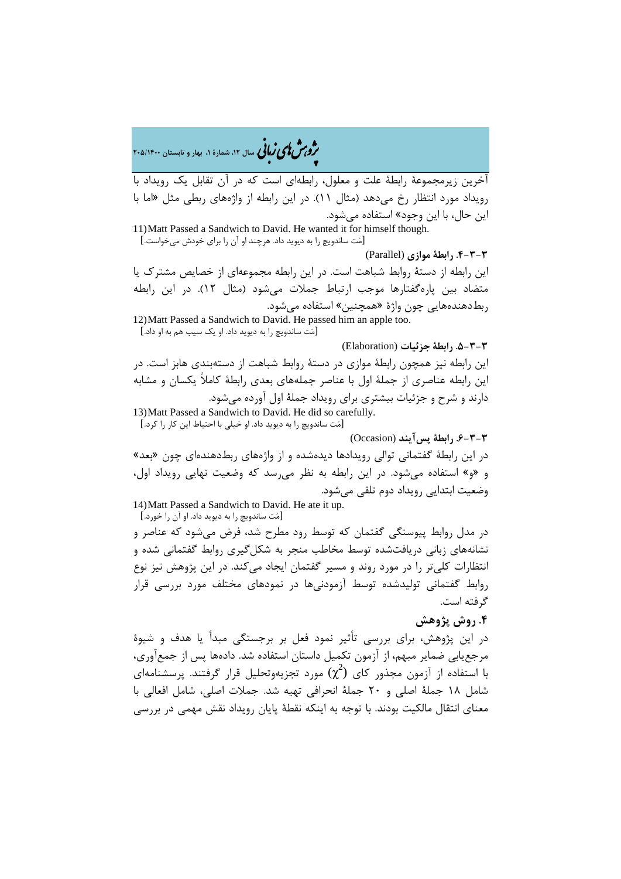آخرین زیرمجموعهٔ رابطهٔ علت و معلول، رابطه‌ای است که در آن تقابل یک رویداد با رویداد مورد انتظار رخ می‌دهد (مثال ۱۱). در این رابطه از واژه‌های ربطی مثل «اما با این حال، با این وجود» استفاده می‌شود.

11) Matt Passed a Sandwich to David. He wanted it for himself though.
[مَت ساندویچ را به دیوید داد. هرچند او آن را برای خودش می‌خواست.]

**۳-۳-۴. رابطهٔ موازی** (Parallel)

این رابطه از دستهٔ روابط شباهت است. در این رابطه مجموعه‌ای از خصایص مشترک یا متضاد بین پاره‌گفتارها موجب ارتباط جملات می‌شود (مثال ۱۲). در این رابطه ربط‌دهنده‌هایی چون واژهٔ «همچنین» استفاده می‌شود.

12) Matt Passed a Sandwich to David. He passed him an apple too.
[مَت ساندویچ را به دیوید داد. او یک سیب هم به او داد.]

**۳-۳-۵. رابطهٔ جزئیات** (Elaboration)

این رابطه نیز همچون رابطهٔ موازی در دستهٔ روابط شباهت از دسته‌بندی هابز است. در این رابطه عناصری از جملهٔ اول با عناصر جمله‌های بعدی رابطهٔ کاملاً یکسان و مشابه دارند و شرح و جزئیات بیشتری برای رویداد جملهٔ اول آورده می‌شود.

13) Matt Passed a Sandwich to David. He did so carefully.
[مَت ساندویچ را به دیوید داد. او خیلی با احتیاط این کار را کرد.]

**۳-۳-۶. رابطهٔ پس‌آیند** (Occasion)

در این رابطهٔ گفتمانی توالی رویدادها دیده‌شده و از واژه‌های ربط‌دهنده‌ای چون «بعد» و «و» استفاده می‌شود. در این رابطه به نظر می‌رسد که وضعیت نهایی رویداد اول، وضعیت ابتدایی رویداد دوم تلقی می‌شود.

14) Matt Passed a Sandwich to David. He ate it up.
[مَت ساندویچ را به دیوید داد. او آن را خورد.]

در مدل روابط پیوستگی گفتمان که توسط رود مطرح شد، فرض می‌شود که عناصر و نشانه‌های زبانی دریافت‌شده توسط مخاطب منجر به شکل‌گیری روابط گفتمانی شده و انتظارات کلی‌تر را در مورد روند و مسیر گفتمان ایجاد می‌کند. در این پژوهش نیز نوع روابط گفتمانی تولیدشده توسط آزمودنی‌ها در نمودهای مختلف مورد بررسی قرار گرفته است.

## ۴. روش پژوهش

در این پژوهش، برای بررسی تأثیر نمود فعل بر برجستگی مبدأ یا هدف و شیوهٔ مرجع‌یابی ضمایر مبهم، از آزمون تکمیل داستان استفاده شد. داده‌ها پس از جمع‌آوری، با استفاده از آزمون مجذور کای ($\chi^2$) مورد تجزیه‌وتحلیل قرار گرفتند. پرسشنامه‌ای شامل ۱۸ جملهٔ اصلی و ۲۰ جملهٔ انحرافی تهیه شد. جملات اصلی، شامل افعالی با معنای انتقال مالکیت بودند. با توجه به اینکه نقطهٔ پایان رویداد نقش مهمی در بررسی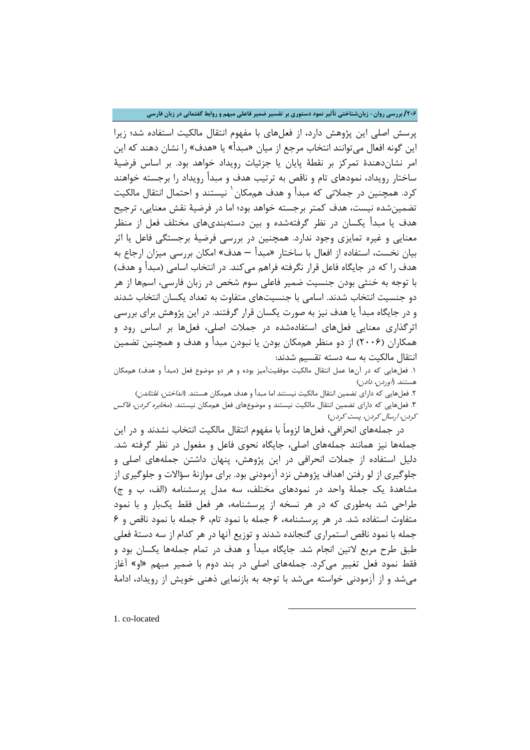پرسش اصلی این پژوهش دارد، از فعل‌های با مفهوم انتقال مالکیت استفاده شد؛ زیرا این گونه افعال می‌توانند انتخاب مرجع از میان «مبدأ» یا «هدف» را نشان دهند که این امر نشان‌دهندهٔ تمرکز بر نقطهٔ پایان یا جزئیات رویداد خواهد بود. بر اساس فرضیهٔ ساختار رویداد، نمودهای تام و ناقص به ترتیب هدف و مبدأ رویداد را برجسته خواهند کرد. همچنین در جملاتی که مبدأ و هدف هم‌مکان[1] نیستند و احتمال انتقال مالکیت تضمین‌شده نیست، هدف کمتر برجسته خواهد بود؛ اما در فرضیهٔ نقش معنایی، ترجیح هدف یا مبدأ یکسان در نظر گرفته‌شده و بین دسته‌بندی‌های مختلف فعل از منظر معنایی و غیره تمایزی وجود ندارد. همچنین در بررسی فرضیهٔ برجستگی فاعل یا اثر بیان نخست، استفاده از افعال با ساختار «مبدأ – هدف» امکان بررسی میزان ارجاع به هدف را که در جایگاه فاعل قرار نگرفته فراهم می‌کند. در انتخاب اسامی (مبدأ و هدف) با توجه به خنثی بودن جنسیت ضمیر فاعلی سوم شخص در زبان فارسی، اسم‌ها از هر دو جنسیت انتخاب شدند. اسامی با جنسیت‌های متفاوت به تعداد یکسان انتخاب شدند و در جایگاه مبدأ یا هدف نیز به صورت یکسان قرار گرفتند. در این پژوهش برای بررسی اثرگذاری معنایی فعل‌های استفاده‌شده در جملات اصلی، فعل‌ها بر اساس رود و همکاران (۲۰۰۶) از دو منظر هم‌مکان بودن یا نبودن مبدأ و هدف و همچنین تضمین انتقال مالکیت به سه دسته تقسیم شدند:

۱. فعل‌هایی که در آن‌ها عمل انتقال مالکیت موفقیت‌آمیز بوده و هر دو موضوع فعل (مبدأ و هدف) هم‌مکان هستند. (*آوردن، دادن*)

۲. فعل‌هایی که دارای تضمین انتقال مالکیت نیستند اما مبدأ و هدف هم‌مکان هستند. (*انداختن، غلتاندن*)

۳. فعل‌هایی که دارای تضمین انتقال مالکیت نیستند و موضوع‌های فعل هم‌مکان نیستند. (*مخابره کردن، فاکس کردن، ارسال کردن، پست کردن*)

در جمله‌های انحرافی، فعل‌ها لزوماً با مفهوم انتقال مالکیت انتخاب نشدند و در این جمله‌ها نیز مانند جمله‌های اصلی، جایگاه نحوی فاعل و مفعول در نظر گرفته شد. دلیل استفاده از جملات انحرافی در این پژوهش، پنهان داشتن جمله‌های اصلی و جلوگیری از لو رفتن اهداف پژوهش نزد آزمودنی بود. برای موازنهٔ سؤالات و جلوگیری از مشاهدهٔ یک جملهٔ واحد در نمودهای مختلف، سه مدل پرسشنامه (الف، ب و ج) طراحی شد به‌طوری که در هر نسخه از پرسشنامه، هر فعل فقط یک‌بار و با نمود متفاوت استفاده شد. در هر پرسشنامه، ۶ جمله با نمود تام، ۶ جمله با نمود ناقص و ۶ جمله با نمود ناقص استمراری گنجانده شدند و توزیع آنها در هر کدام از سه دستهٔ فعلی طبق طرح مربع لاتین انجام شد. جایگاه مبدأ و هدف در تمام جمله‌ها یکسان بود و فقط نمود فعل تغییر می‌کرد. جمله‌های اصلی در بند دوم با ضمیر مبهم «او» آغاز می‌شد و از آزمودنی خواسته می‌شد با توجه به بازنمایی ذهنی خویش از رویداد، ادامهٔ

---

1. co-located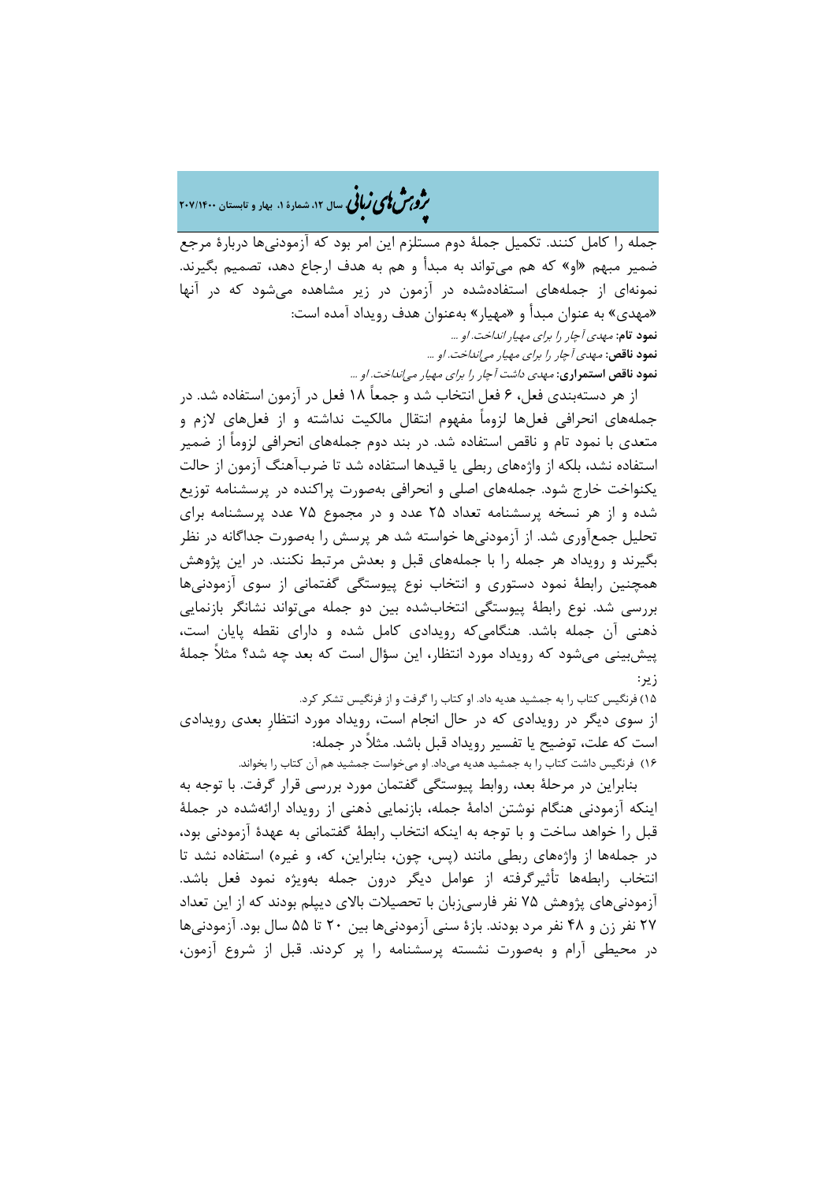جمله را کامل کنند. تکمیل جملهٔ دوم مستلزم این امر بود که آزمودنی‌ها دربارهٔ مرجع ضمیر مبهم «او» که هم می‌تواند به مبدأ و هم به هدف ارجاع دهد، تصمیم بگیرند. نمونه‌ای از جمله‌های استفاده‌شده در آزمون در زیر مشاهده می‌شود که در آنها «مهدی» به عنوان مبدأ و «مهیار» به‌عنوان هدف رویداد آمده است:

**نمود تام:** *مهدی آچار را برای مهیار انداخت. او ...*

**نمود ناقص:** *مهدی آچار را برای مهیار می‌انداخت. او ...*

**نمود ناقص استمراری:** *مهدی داشت آچار را برای مهیار می‌انداخت. او ...*

از هر دسته‌بندی فعل، ۶ فعل انتخاب شد و جمعاً ۱۸ فعل در آزمون استفاده شد. در جمله‌های انحرافی فعل‌ها لزوماً مفهوم انتقال مالکیت نداشته و از فعل‌های لازم و متعدی با نمود تام و ناقص استفاده شد. در بند دوم جمله‌های انحرافی لزوماً از ضمیر استفاده نشد، بلکه از واژه‌های ربطی یا قیدها استفاده شد تا ضرب‌آهنگ آزمون از حالت یکنواخت خارج شود. جمله‌های اصلی و انحرافی به‌صورت پراکنده در پرسشنامه توزیع شده و از هر نسخه پرسشنامه تعداد ۲۵ عدد و در مجموع ۷۵ عدد پرسشنامه برای تحلیل جمع‌آوری شد. از آزمودنی‌ها خواسته شد هر پرسش را به‌صورت جداگانه در نظر بگیرند و رویداد هر جمله را با جمله‌های قبل و بعدش مرتبط نکنند. در این پژوهش همچنین رابطهٔ نمود دستوری و انتخاب نوع پیوستگی گفتمانی از سوی آزمودنی‌ها بررسی شد. نوع رابطهٔ پیوستگی انتخاب‌شده بین دو جمله می‌تواند نشانگر بازنمایی ذهنی آن جمله باشد. هنگامی‌که رویدادی کامل شده و دارای نقطه پایان است، پیش‌بینی می‌شود که رویداد مورد انتظار، این سؤال است که بعد چه شد؟ مثلاً جملهٔ زیر:

۱۵) فرنگیس کتاب را به جمشید هدیه داد. او کتاب را گرفت و از فرنگیس تشکر کرد.

از سوی دیگر در رویدادی که در حال انجام است، رویداد مورد انتظارِ بعدی رویدادی است که علت، توضیح یا تفسیر رویداد قبل باشد. مثلاً در جمله:

۱۶) فرنگیس داشت کتاب را به جمشید هدیه می‌داد. او می‌خواست جمشید هم آن کتاب را بخواند.

بنابراین در مرحلهٔ بعد، روابط پیوستگی گفتمان مورد بررسی قرار گرفت. با توجه به اینکه آزمودنی هنگام نوشتن ادامهٔ جمله، بازنمایی ذهنی از رویداد ارائه‌شده در جملهٔ قبل را خواهد ساخت و با توجه به اینکه انتخاب رابطهٔ گفتمانی به عهدهٔ آزمودنی بود، در جمله‌ها از واژه‌های ربطی مانند (پس، چون، بنابراین، که، و غیره) استفاده نشد تا انتخاب رابطه‌ها تأثیرگرفته از عوامل دیگر درون جمله به‌ویژه نمود فعل باشد. آزمودنی‌های پژوهش ۷۵ نفر فارسی‌زبان با تحصیلات بالای دیپلم بودند که از این تعداد ۲۷ نفر زن و ۴۸ نفر مرد بودند. بازهٔ سنی آزمودنی‌ها بین ۲۰ تا ۵۵ سال بود. آزمودنی‌ها در محیطی آرام و به‌صورت نشسته پرسشنامه را پر کردند. قبل از شروع آزمون،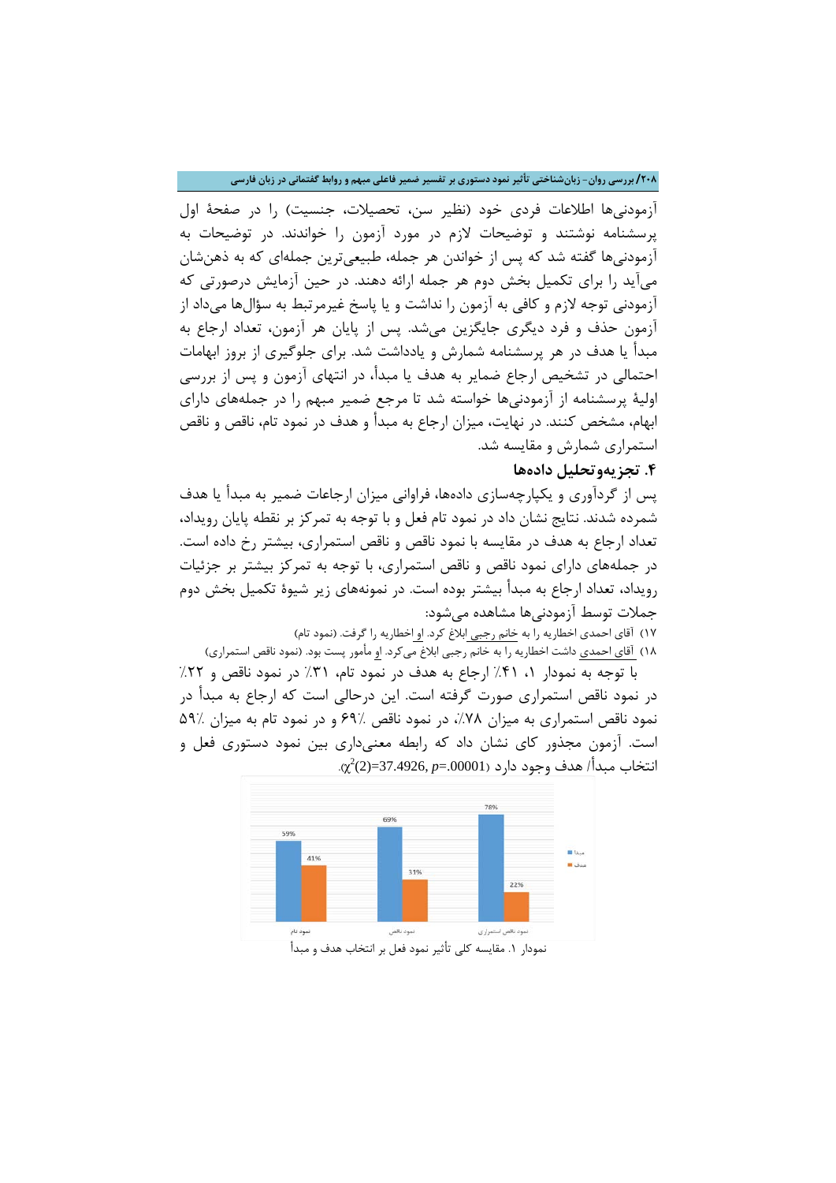آزمودنی‌ها اطلاعات فردی خود (نظیر سن، تحصیلات، جنسیت) را در صفحهٔ اول پرسشنامه نوشتند و توضیحات لازم در مورد آزمون را خواندند. در توضیحات به آزمودنی‌ها گفته شد که پس از خواندن هر جمله، طبیعی‌ترین جمله‌ای که به ذهن‌شان می‌آید را برای تکمیل بخش دوم هر جمله ارائه دهند. در حین آزمایش درصورتی که آزمودنی توجه لازم و کافی به آزمون را نداشت و یا پاسخ غیرمرتبط به سؤال‌ها می‌داد از آزمون حذف و فرد دیگری جایگزین می‌شد. پس از پایان هر آزمون، تعداد ارجاع به مبدأ یا هدف در هر پرسشنامه شمارش و یادداشت شد. برای جلوگیری از بروز ابهامات احتمالی در تشخیص ارجاع ضمایر به هدف یا مبدأ، در انتهای آزمون و پس از بررسی اولیهٔ پرسشنامه از آزمودنی‌ها خواسته شد تا مرجع ضمیر مبهم را در جمله‌های دارای ابهام، مشخص کنند. در نهایت، میزان ارجاع به مبدأ و هدف در نمود تام، ناقص و ناقص استمراری شمارش و مقایسه شد.

## ۴. تجزیه‌وتحلیل داده‌ها

پس از گردآوری و یکپارچه‌سازی داده‌ها، فراوانی میزان ارجاعات ضمیر به مبدأ یا هدف شمرده شدند. نتایج نشان داد در نمود تام فعل و با توجه به تمرکز بر نقطه پایان رویداد، تعداد ارجاع به هدف در مقایسه با نمود ناقص و ناقص استمراری، بیشتر رخ داده است. در جمله‌های دارای نمود ناقص و ناقص استمراری، با توجه به تمرکز بیشتر بر جزئیات رویداد، تعداد ارجاع به مبدأ بیشتر بوده است. در نمونه‌های زیر شیوهٔ تکمیل بخش دوم جملات توسط آزمودنی‌ها مشاهده می‌شود:

۱۷) آقای احمدی اخطاریه را به خانم رجبی ابلاغ کرد. او اخطاریه را گرفت. (نمود تام)

۱۸) آقای احمدی داشت اخطاریه را به خانم رجبی ابلاغ می‌کرد. او مأمور پست بود. (نمود ناقص استمراری)

با توجه به نمودار ۱، ۴۱٪ ارجاع به هدف در نمود تام، ۳۱٪ در نمود ناقص و ۲۲٪ در نمود ناقص استمراری صورت گرفته است. این درحالی است که ارجاع به مبدأ در نمود ناقص استمراری به میزان ۷۸٪، در نمود ناقص ۶۹٪ و در نمود تام به میزان ۵۹٪ است. آزمون مجذور کای نشان داد که رابطه معنی‌داری بین نمود دستوری فعل و انتخاب مبدأ/ هدف وجود دارد ($\chi^2(2)=37.4926$, $p=.00001$).

| | نمود تام | نمود ناقص | نمود ناقص استمراری |
|---|---|---|---|
| مبدأ | 59% | 69% | 78% |
| هدف | 41% | 31% | 22% |

نمودار ۱. مقایسه کلی تأثیر نمود فعل بر انتخاب هدف و مبدأ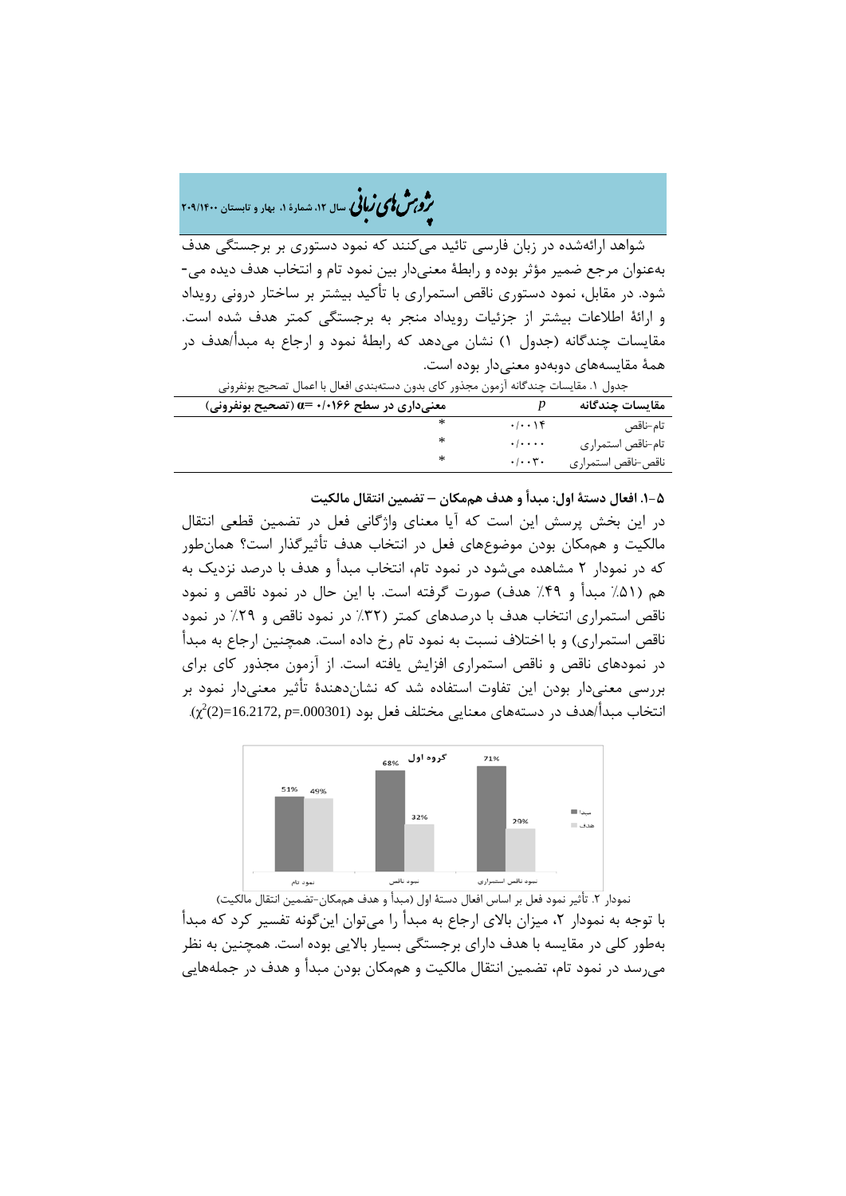شواهد ارائه‌شده در زبان فارسی تائید می‌کنند که نمود دستوری بر برجستگی هدف به‌عنوان مرجع ضمیر مؤثر بوده و رابطهٔ معنی‌دار بین نمود تام و انتخاب هدف دیده می‌شود. در مقابل، نمود دستوری ناقص استمراری با تأکید بیشتر بر ساختار درونی رویداد و ارائهٔ اطلاعات بیشتر از جزئیات رویداد منجر به برجستگی کمتر هدف شده است. مقایسات چندگانه (جدول ۱) نشان می‌دهد که رابطهٔ نمود و ارجاع به مبدأ/هدف در همهٔ مقایسه‌های دوبه‌دو معنی‌دار بوده است.

جدول ۱. مقایسات چندگانهٔ آزمون مجذور کای بدون دسته‌بندی افعال با اعمال تصحیح بونفرونی

| مقایسات چندگانه | *p* | معنی‌داری در سطح ۰/۰۱۶۶ =α (تصحیح بونفرونی) |
|---|---|---|
| تام-ناقص | ۰/۰۰۱۴ | * |
| تام-ناقص استمراری | ۰/۰۰۰۰ | * |
| ناقص-ناقص استمراری | ۰/۰۰۳۰ | * |

### ۵-۱. افعال دستهٔ اول: مبدأ و هدف هم‌مکان – تضمین انتقال مالکیت

در این بخش پرسش این است که آیا معنای واژگانی فعل در تضمین قطعی انتقال مالکیت و هم‌مکان بودن موضوع‌های فعل در انتخاب هدف تأثیرگذار است؟ همان‌طور که در نمودار ۲ مشاهده می‌شود در نمود تام، انتخاب مبدأ و هدف با درصد نزدیک به هم (۵۱٪ مبدأ و ۴۹٪ هدف) صورت گرفته است. با این حال در نمود ناقص و نمود ناقص استمراری انتخاب هدف با درصدهای کمتر (۳۲٪ در نمود ناقص و ۲۹٪ در نمود ناقص استمراری) و با اختلاف نسبت به نمود تام رخ داده است. همچنین ارجاع به مبدأ در نمودهای ناقص و ناقص استمراری افزایش یافته است. از آزمون مجذور کای برای بررسی معنی‌دار بودن این تفاوت استفاده شد که نشان‌دهندهٔ تأثیر معنی‌دار نمود بر انتخاب مبدأ/هدف در دسته‌های معنایی مختلف فعل بود ($\chi^2(2)=16.2172$, $p=.000301$).

نمودار ۲. تأثیر نمود فعل بر اساس افعال دستهٔ اول (مبدأ و هدف هم‌مکان-تضمین انتقال مالکیت)

با توجه به نمودار ۲، میزان بالای ارجاع به مبدأ را می‌توان این‌گونه تفسیر کرد که مبدأ به‌طور کلی در مقایسه با هدف دارای برجستگی بسیار بالایی بوده است. همچنین به نظر می‌رسد در نمود تام، تضمین انتقال مالکیت و هم‌مکان بودن مبدأ و هدف در جمله‌هایی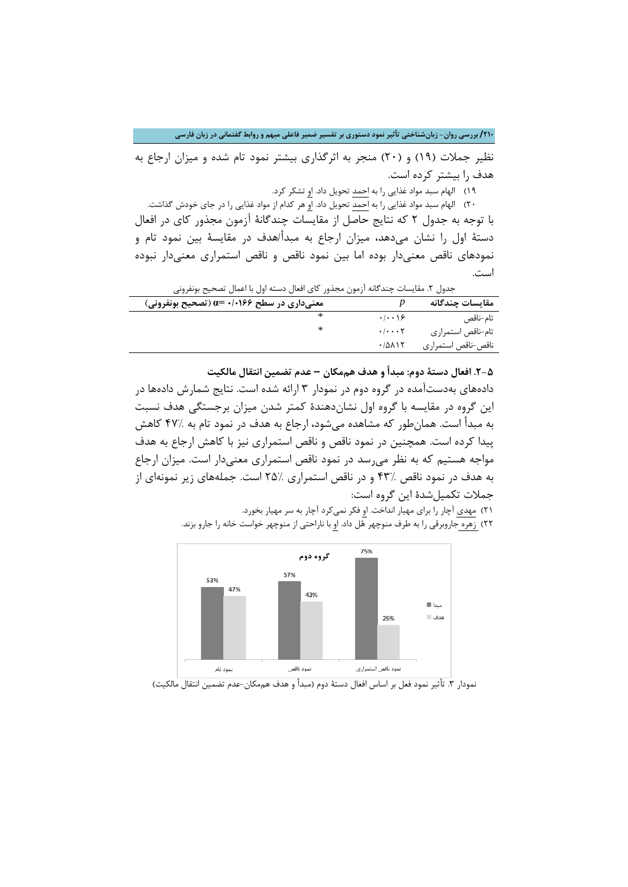نظیر جملات (۱۹) و (۲۰) منجر به اثرگذاری بیشتر نمود تام شده و میزان ارجاع به هدف را بیشتر کرده است.

۱۹) الهام سبد مواد غذایی را به احمد تحویل داد. او تشکر کرد.

۲۰) الهام سبد مواد غذایی را به احمد تحویل داد. او هر کدام از مواد غذایی را در جای خودش گذاشت.

با توجه به جدول ۲ که نتایج حاصل از مقایسات چندگانهٔ آزمون مجذور کای در افعال دستهٔ اول را نشان می‌دهد، میزان ارجاع به مبدأ/هدف در مقایسهٔ بین نمود تام و نمودهای ناقص معنی‌دار بوده اما بین نمود ناقص و ناقص استمراری معنی‌دار نبوده است.

جدول ۲. مقایسات چندگانه آزمون مجذور کای افعال دسته اول با اعمال تصحیح بونفرونی

| مقایسات چندگانه | $p$ | معنی‌داری در سطح $\alpha=$ ۰/۰۱۶۶ (تصحیح بونفرونی) |
|---|---|---|
| تام-ناقص | ۰/۰۰۱۶ | * |
| تام-ناقص استمراری | ۰/۰۰۰۲ | * |
| ناقص-ناقص استمراری | ۰/۵۸۱۲ | |

### ۵-۲. افعال دستهٔ دوم: مبدأ و هدف هم‌مکان – عدم تضمین انتقال مالکیت

داده‌های به‌دست‌آمده در گروه دوم در نمودار ۳ ارائه شده است. نتایج شمارش داده‌ها در این گروه در مقایسه با گروه اول نشان‌دهندهٔ کمتر شدن میزان برجستگی هدف نسبت به مبدأ است. همان‌طور که مشاهده می‌شود، ارجاع به هدف در نمود تام به ۴۷٪ کاهش پیدا کرده است. همچنین در نمود ناقص و ناقص استمراری نیز با کاهش ارجاع به هدف مواجه هستیم که به نظر می‌رسد در نمود ناقص استمراری معنی‌دار است. میزان ارجاع به هدف در نمود ناقص ۴۳٪ و در ناقص استمراری ۲۵٪ است. جمله‌های زیر نمونه‌ای از جملات تکمیل‌شدهٔ این گروه است:

۲۱) مهدی آچار را برای مهیار انداخت. او فکر نمی‌کرد آچار به سر مهیار بخورد.

۲۲) زهره جاروبرقی را به طرف منوچهر هُل داد. او با ناراحتی از منوچهر خواست خانه را جارو بزند.

نمودار ۳. تأثیر نمود فعل بر اساس افعال دستهٔ دوم (مبدأ و هدف هم‌مکان-عدم تضمین انتقال مالکیت)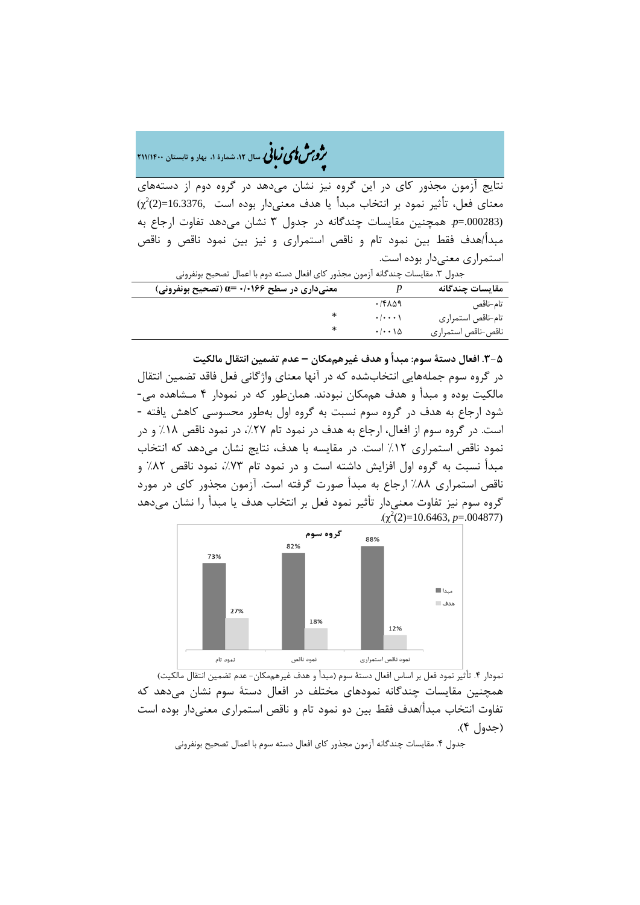نتایج آزمون مجذور کای در این گروه نیز نشان می‌دهد در گروه دوم از دسته‌های معنای فعل، تأثیر نمود بر انتخاب مبدأ یا هدف معنی‌دار بوده است ($\chi^2(2)$=16.3376, $p$=.000283). همچنین مقایسات چندگانه در جدول ۳ نشان می‌دهد تفاوت ارجاع به مبدأ/هدف فقط بین نمود تام و ناقص استمراری و نیز بین نمود ناقص و ناقص استمراری معنی‌دار بوده است.

جدول ۳. مقایسات چندگانه آزمون مجذور کای افعال دسته دوم با اعمال تصحیح بونفرونی

| مقایسات چندگانه | $p$ | معنی‌داری در سطح $\alpha$= ۰/۰۱۶۶ (تصحیح بونفرونی) |
|---|---|---|
| تام-ناقص | ۰/۴۸۵۹ | |
| تام-ناقص استمراری | ۰/۰۰۰۱ | * |
| ناقص-ناقص استمراری | ۰/۰۰۱۵ | * |

### ۵-۳. افعال دستۀ سوم: مبدأ و هدف غیرهم‌مکان – عدم تضمین انتقال مالکیت

در گروه سوم جمله‌هایی انتخاب‌شده که در آنها معنای واژگانی فعل فاقد تضمین انتقال مالکیت بوده و مبدأ و هدف هم‌مکان نبودند. همان‌طور که در نمودار ۴ مشاهده می‌شود ارجاع به هدف در گروه سوم نسبت به گروه اول به‌طور محسوسی کاهش یافته است. در گروه سوم از افعال، ارجاع به هدف در نمود تام ۲۷٪، در نمود ناقص ۱۸٪ و در نمود ناقص استمراری ۱۲٪ است. در مقایسه با هدف، نتایج نشان می‌دهد که انتخاب مبدأ نسبت به گروه اول افزایش داشته است و در نمود تام ۷۳٪، نمود ناقص ۸۲٪ و ناقص استمراری ۸۸٪ ارجاع به مبدأ صورت گرفته است. آزمون مجذور کای در مورد گروه سوم نیز تفاوت معنی‌دار تأثیر نمود فعل بر انتخاب هدف یا مبدأ را نشان می‌دهد ($\chi^2(2)$=10.6463, $p$=.004877).

نمودار ۴. تأثیر نمود فعل بر اساس افعال دستۀ سوم (مبدأ و هدف غیرهم‌مکان- عدم تضمین انتقال مالکیت)

همچنین مقایسات چندگانه نمودهای مختلف در افعال دستۀ سوم نشان می‌دهد که تفاوت انتخاب مبدأ/هدف فقط بین دو نمود تام و ناقص استمراری معنی‌دار بوده است (جدول ۴).

جدول ۴. مقایسات چندگانه آزمون مجذور کای افعال دسته سوم با اعمال تصحیح بونفرونی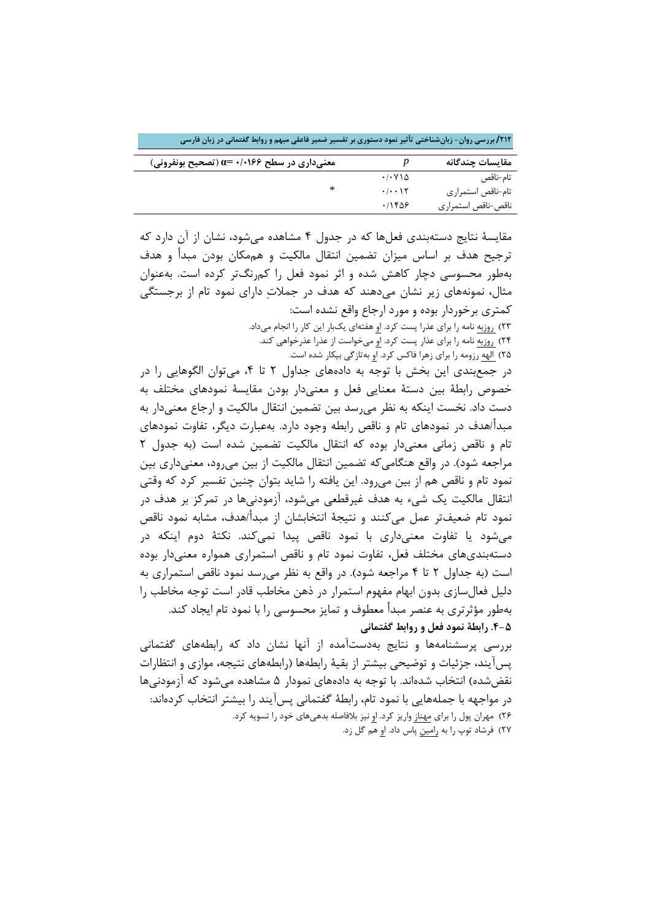| مقایسات چندگانه | $p$ | معنی‌داری در سطح $\alpha=$ ۰/۰۱۶۶ (تصحیح بونفرونی) |
|---|---|---|
| تام-ناقص | ۰/۰۷۱۵ | |
| تام-ناقص استمراری | ۰/۰۰۱۲ | * |
| ناقص-ناقص استمراری | ۰/۱۴۵۶ | |

مقایسهٔ نتایج دسته‌بندی فعل‌ها که در جدول ۴ مشاهده می‌شود، نشان از آن دارد که ترجیح هدف بر اساس میزان تضمین انتقال مالکیت و هم‌مکان بودن مبدأ و هدف به‌طور محسوسی دچار کاهش شده و اثر نمود فعل را کم‌رنگ‌تر کرده است. به‌عنوان مثال، نمونه‌های زیر نشان می‌دهند که هدف در جملاتِ دارای نمود تام از برجستگی کمتری برخوردار بوده و مورد ارجاع واقع نشده است:

۲۳) روزبه نامه را برای عذرا پست کرد. او هفته‌ای یک‌بار این کار را انجام می‌داد.

۲۴) روزبه نامه را برای عذار پست کرد. او می‌خواست از عذرا عذرخواهی کند.

۲۵) الهه رزومه را برای زهرا فاکس کرد. او به‌تازگی بیکار شده است.

در جمع‌بندی این بخش با توجه به داده‌های جداول ۲ تا ۴، می‌توان الگوهایی را در خصوص رابطهٔ بین دستهٔ معنایی فعل و معنی‌دار بودن مقایسهٔ نمودهای مختلف به دست داد. نخست اینکه به نظر می‌رسد بین تضمین انتقال مالکیت و ارجاع معنی‌دار به مبدأ/هدف در نمودهای تام و ناقص رابطه وجود دارد. به‌عبارت دیگر، تفاوت نمودهای تام و ناقص زمانی معنی‌دار بوده که انتقال مالکیت تضمین شده است (به جدول ۲ مراجعه شود). در واقع هنگامی‌که تضمین انتقال مالکیت از بین می‌رود، معنی‌داری بین نمود تام و ناقص هم از بین می‌رود. این یافته را شاید بتوان چنین تفسیر کرد که وقتی انتقال مالکیت یک شیء به هدف غیرقطعی می‌شود، آزمودنی‌ها در تمرکز بر هدف در نمود تام ضعیف‌تر عمل می‌کنند و نتیجهٔ انتخابشان از مبدأ/هدف، مشابه نمود ناقص می‌شود یا تفاوت معنی‌داری با نمود ناقص پیدا نمی‌کند. نکتهٔ دوم اینکه در دسته‌بندی‌های مختلف فعل، تفاوت نمود تام و ناقص استمراری همواره معنی‌دار بوده است (به جداول ۲ تا ۴ مراجعه شود). در واقع به نظر می‌رسد نمود ناقص استمراری به دلیل فعال‌سازی بدون ابهام مفهوم استمرار در ذهن مخاطب قادر است توجه مخاطب را به‌طور مؤثرتری به عنصر مبدأ معطوف و تمایز محسوسی را با نمود تام ایجاد کند.

### ۵-۴. رابطهٔ نمود فعل و روابط گفتمانی

بررسی پرسشنامه‌ها و نتایج به‌دست‌آمده از آنها نشان داد که رابطه‌های گفتمانی پس‌آیند، جزئیات و توضیحی بیشتر از بقیهٔ رابطه‌ها (رابطه‌های نتیجه، موازی و انتظارات نقض‌شده) انتخاب شده‌اند. با توجه به داده‌های نمودار ۵ مشاهده می‌شود که آزمودنی‌ها در مواجهه با جمله‌هایی با نمود تام، رابطهٔ گفتمانی پس‌آیند را بیشتر انتخاب کرده‌اند:

۲۶) مهران پول را برای مهناز واریز کرد. او نیز بلافاصله بدهی‌های خود را تسویه کرد.

۲۷) فرشاد توپ را به رامین پاس داد. او هم گل زد.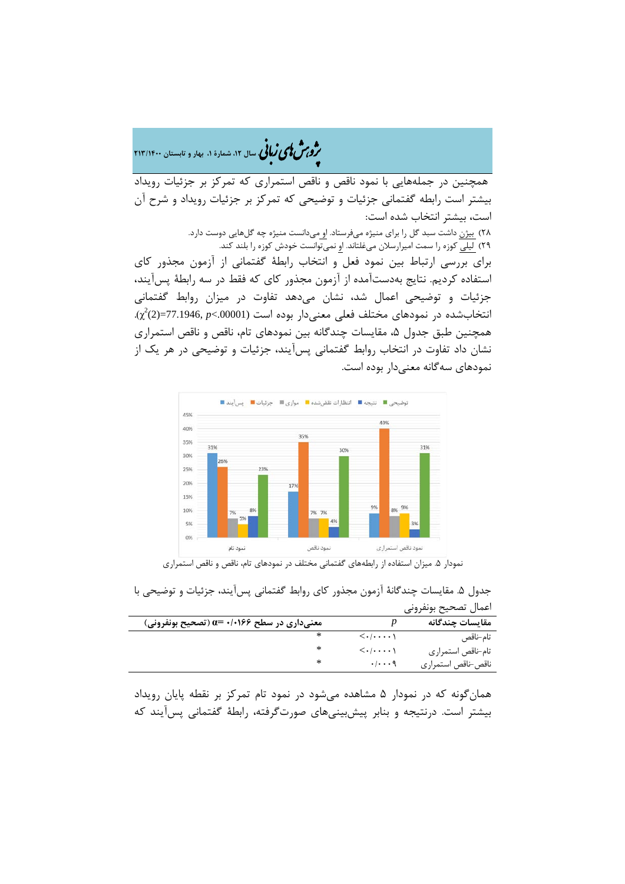همچنین در جمله‌هایی با نمود ناقص و ناقص استمراری که تمرکز بر جزئیات رویداد بیشتر است رابطه گفتمانی جزئیات و توضیحی که تمرکز بر جزئیات رویداد و شرح آن است، بیشتر انتخاب شده است:

۲۸) بیژن داشت سبد گل را برای منیژه می‌فرستاد. او می‌دانست منیژه چه گل‌هایی دوست دارد.

۲۹) لیلی کوزه را سمت امیرارسلان می‌غلتاند. او نمی‌توانست خودش کوزه را بلند کند.

برای بررسی ارتباط بین نمود فعل و انتخاب رابطهٔ گفتمانی از آزمون مجذور کای استفاده کردیم. نتایج به‌دست‌آمده از آزمون مجذور کای که فقط در سه رابطهٔ پس‌آیند، جزئیات و توضیحی اعمال شد، نشان می‌دهد تفاوت در میزان روابط گفتمانی انتخاب‌شده در نمودهای مختلف فعلی معنی‌دار بوده است ($\chi^2(2)=77.1946$, $p<.00001$).
همچنین طبق جدول ۵، مقایسات چندگانه بین نمودهای تام، ناقص و ناقص استمراری نشان داد تفاوت در انتخاب روابط گفتمانی پس‌آیند، جزئیات و توضیحی در هر یک از نمودهای سه‌گانه معنی‌دار بوده است.

نمودار ۵. میزان استفاده از رابطه‌های گفتمانی مختلف در نمودهای تام، ناقص و ناقص استمراری

جدول ۵. مقایسات چندگانهٔ آزمون مجذور کای روابط گفتمانی پس‌آیند، جزئیات و توضیحی با اعمال تصحیح بونفرونی

| مقایسات چندگانه | $p$ | معنی‌داری در سطح ۰/۰۱۶۶ =α (تصحیح بونفرونی) |
|---|---|---|
| تام-ناقص | <۰/۰۰۰۰۱ | * |
| تام-ناقص استمراری | <۰/۰۰۰۰۱ | * |
| ناقص-ناقص استمراری | ۰/۰۰۰۹ | * |

همان‌گونه که در نمودار ۵ مشاهده می‌شود در نمود تام تمرکز بر نقطه پایان رویداد بیشتر است. درنتیجه و بنابر پیش‌بینی‌های صورت‌گرفته، رابطهٔ گفتمانی پس‌آیند که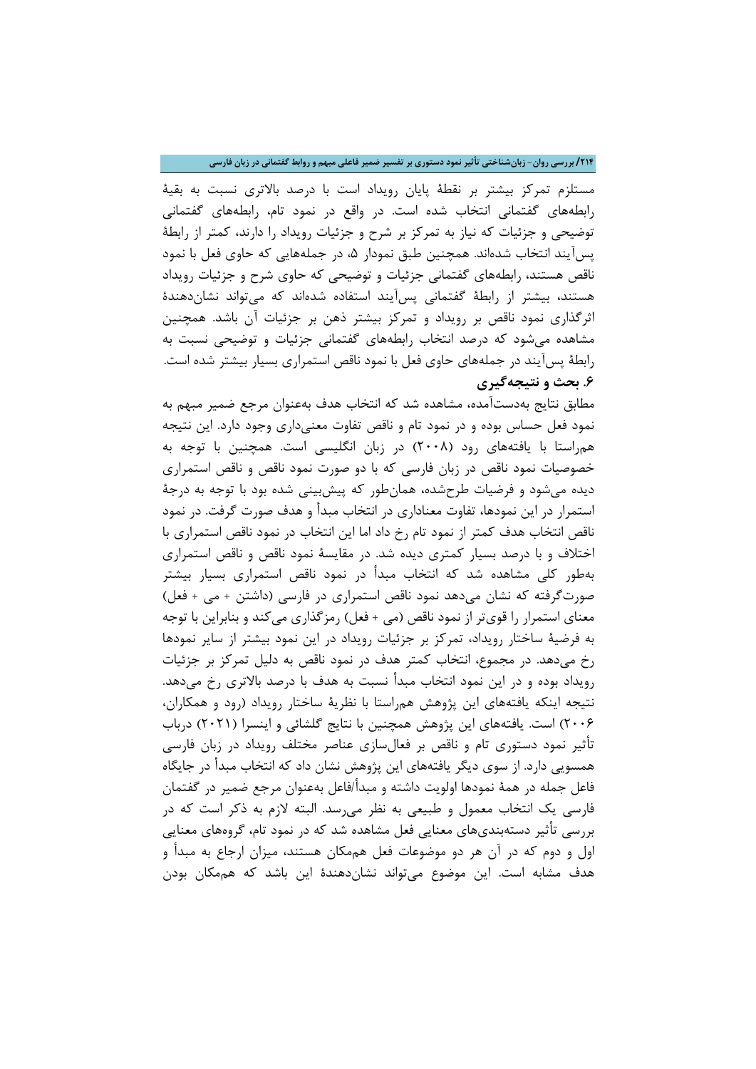مستلزم تمرکز بیشتر بر نقطهٔ پایان رویداد است با درصد بالاتری نسبت به بقیهٔ رابطه‌های گفتمانی انتخاب شده است. در واقع در نمود تام، رابطه‌های گفتمانی توضیحی و جزئیات که نیاز به تمرکز بر شرح و جزئیات رویداد را دارند، کمتر از رابطهٔ پس‌آیند انتخاب شده‌اند. همچنین طبق نمودار ۵، در جمله‌هایی که حاوی فعل با نمود ناقص هستند، رابطه‌های گفتمانی جزئیات و توضیحی که حاوی شرح و جزئیات رویداد هستند، بیشتر از رابطهٔ گفتمانی پس‌آیند استفاده شده‌اند که می‌تواند نشان‌دهندهٔ اثرگذاری نمود ناقص بر رویداد و تمرکز بیشتر ذهن بر جزئیات آن باشد. همچنین مشاهده می‌شود که درصد انتخاب رابطه‌های گفتمانی جزئیات و توضیحی نسبت به رابطهٔ پس‌آیند در جمله‌های حاوی فعل با نمود ناقص استمراری بسیار بیشتر شده است.

### ۶. بحث و نتیجه‌گیری

مطابق نتایج به‌دست‌آمده، مشاهده شد که انتخاب هدف به‌عنوان مرجع ضمیر مبهم به نمود فعل حساس بوده و در نمود تام و ناقص تفاوت معنی‌داری وجود دارد. این نتیجه هم‌راستا با یافته‌های رود (۲۰۰۸) در زبان انگلیسی است. همچنین با توجه به خصوصیات نمود ناقص در زبان فارسی که با دو صورت نمود ناقص و ناقص استمراری دیده می‌شود و فرضیات طرح‌شده، همان‌طور که پیش‌بینی شده بود با توجه به درجهٔ استمرار در این نمودها، تفاوت معناداری در انتخاب مبدأ و هدف صورت گرفت. در نمود ناقص انتخاب هدف کمتر از نمود تام رخ داد اما این انتخاب در نمود ناقص استمراری با اختلاف و با درصد بسیار کمتری دیده شد. در مقایسهٔ نمود ناقص و ناقص استمراری به‌طور کلی مشاهده شد که انتخاب مبدأ در نمود ناقص استمراری بسیار بیشتر صورت‌گرفته که نشان می‌دهد نمود ناقص استمراری در فارسی (داشتن + می + فعل) معنای استمرار را قوی‌تر از نمود ناقص (می + فعل) رمزگذاری می‌کند و بنابراین با توجه به فرضیهٔ ساختار رویداد، تمرکز بر جزئیات رویداد در این نمود بیشتر از سایر نمودها رخ می‌دهد. در مجموع، انتخاب کمتر هدف در نمود ناقص به دلیل تمرکز بر جزئیات رویداد بوده و در این نمود انتخاب مبدأ نسبت به هدف با درصد بالاتری رخ می‌دهد. نتیجه اینکه یافته‌های این پژوهش هم‌راستا با نظریهٔ ساختار رویداد (رود و همکاران، ۲۰۰۶) است. یافته‌های این پژوهش همچنین با نتایج گلشائی و اینسرا (۲۰۲۱) درباب تأثیر نمود دستوری تام و ناقص بر فعال‌سازی عناصر مختلف رویداد در زبان فارسی همسویی دارد. از سوی دیگر یافته‌های این پژوهش نشان داد که انتخاب مبدأ در جایگاه فاعل جمله در همهٔ نمودها اولویت داشته و مبدأ/فاعل به‌عنوان مرجع ضمیر در گفتمان فارسی یک انتخاب معمول و طبیعی به نظر می‌رسد. البته لازم به ذکر است که در بررسی تأثیر دسته‌بندی‌های معنایی فعل مشاهده شد که در نمود تام، گروه‌های معنایی اول و دوم که در آن هر دو موضوعات فعل هم‌مکان هستند، میزان ارجاع به مبدأ و هدف مشابه است. این موضوع می‌تواند نشان‌دهندهٔ این باشد که هم‌مکان بودن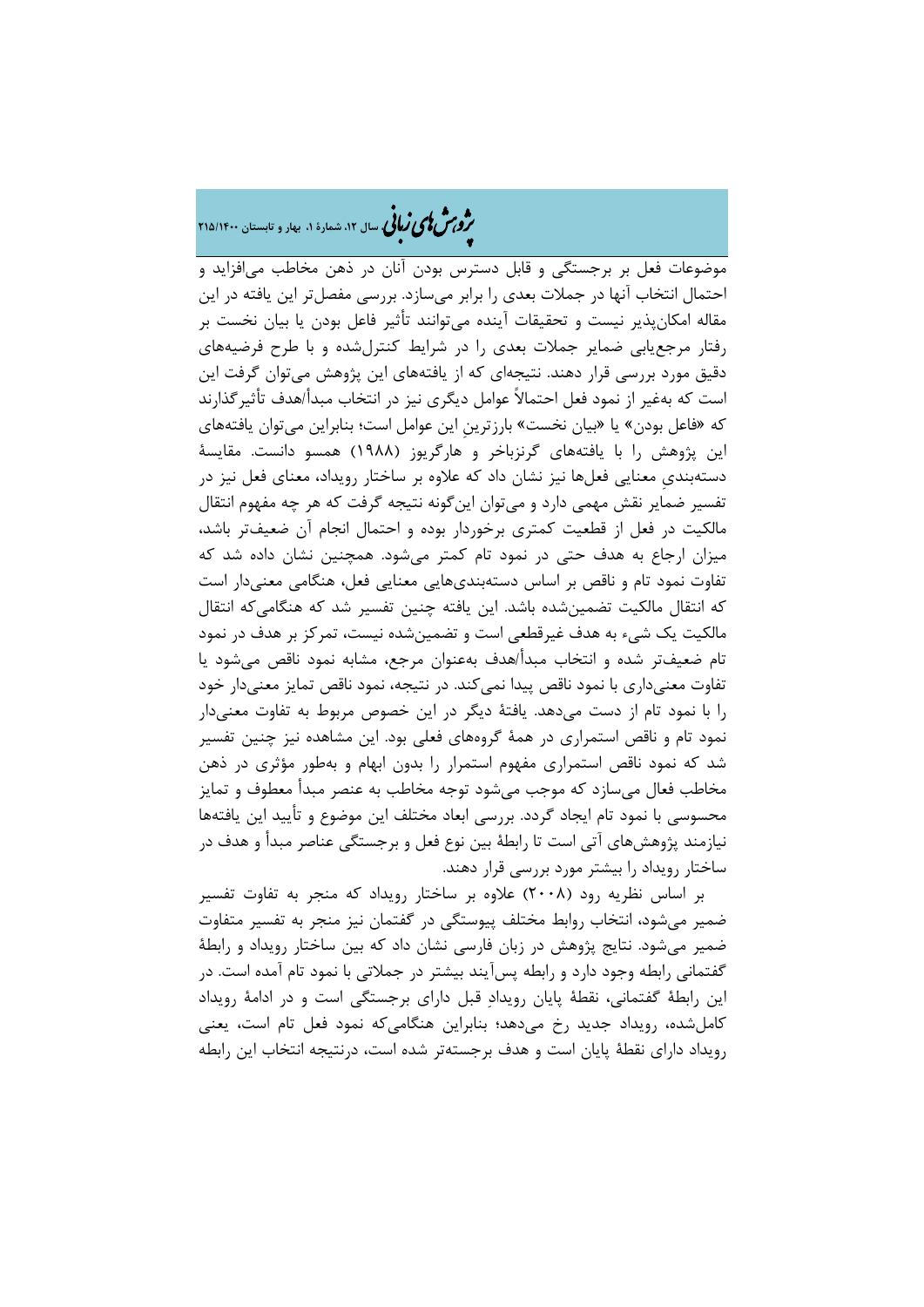موضوعات فعل بر برجستگی و قابل دسترس بودن آنان در ذهن مخاطب می‌افزاید و احتمال انتخاب آنها در جملات بعدی را برابر می‌سازد. بررسی مفصل‌تر این یافته در این مقاله امکان‌پذیر نیست و تحقیقات آینده می‌توانند تأثیر فاعل بودن یا بیان نخست بر رفتار مرجع‌یابی ضمایر جملات بعدی را در شرایط کنترل‌شده و با طرح فرضیه‌های دقیق مورد بررسی قرار دهند. نتیجه‌ای که از یافته‌های این پژوهش می‌توان گرفت این است که به‌غیر از نمود فعل احتمالاً عوامل دیگری نیز در انتخاب مبدأ/هدف تأثیرگذارند که «فاعل بودن» یا «بیان نخست» بارزترینِ این عوامل است؛ بنابراین می‌توان یافته‌های این پژوهش را با یافته‌های گرنزباخر و هارگریوز (۱۹۸۸) همسو دانست. مقایسهٔ دسته‌بندیِ معنایی فعل‌ها نیز نشان داد که علاوه بر ساختار رویداد، معنای فعل نیز در تفسیر ضمایر نقش مهمی دارد و می‌توان این‌گونه نتیجه گرفت که هر چه مفهوم انتقال مالکیت در فعل از قطعیت کمتری برخوردار بوده و احتمال انجام آن ضعیف‌تر باشد، میزان ارجاع به هدف حتی در نمود تام کمتر می‌شود. همچنین نشان داده شد که تفاوت نمود تام و ناقص بر اساس دسته‌بندی‌هایی معنایی فعل، هنگامی معنی‌دار است که انتقال مالکیت تضمین‌شده باشد. این یافته چنین تفسیر شد که هنگامی‌که انتقال مالکیت یک شیء به هدف غیرقطعی است و تضمین‌شده نیست، تمرکز بر هدف در نمود تام ضعیف‌تر شده و انتخاب مبدأ/هدف به‌عنوان مرجع، مشابه نمود ناقص می‌شود یا تفاوت معنی‌داری با نمود ناقص پیدا نمی‌کند. در نتیجه، نمود ناقص تمایز معنی‌دار خود را با نمود تام از دست می‌دهد. یافتهٔ دیگر در این خصوص مربوط به تفاوت معنی‌دار نمود تام و ناقص استمراری در همهٔ گروه‌های فعلی بود. این مشاهده نیز چنین تفسیر شد که نمود ناقص استمراری مفهوم استمرار را بدون ابهام و به‌طور مؤثری در ذهن مخاطب فعال می‌سازد که موجب می‌شود توجه مخاطب به عنصر مبدأ معطوف و تمایز محسوسی با نمود تام ایجاد گردد. بررسی ابعاد مختلف این موضوع و تأیید این یافته‌ها نیازمند پژوهش‌های آتی است تا رابطهٔ بین نوع فعل و برجستگی عناصر مبدأ و هدف در ساختار رویداد را بیشتر مورد بررسی قرار دهند.

بر اساس نظریه رود (۲۰۰۸) علاوه بر ساختار رویداد که منجر به تفاوت تفسیر ضمیر می‌شود، انتخاب روابط مختلف پیوستگی در گفتمان نیز منجر به تفسیر متفاوت ضمیر می‌شود. نتایج پژوهش در زبان فارسی نشان داد که بین ساختار رویداد و رابطهٔ گفتمانی رابطه وجود دارد و رابطه پس‌آیند بیشتر در جملاتی با نمود تام آمده است. در این رابطهٔ گفتمانی، نقطهٔ پایان رویدادِ قبل دارای برجستگی است و در ادامهٔ رویداد کامل‌شده، رویداد جدید رخ می‌دهد؛ بنابراین هنگامی‌که نمود فعل تام است، یعنی رویداد دارای نقطهٔ پایان است و هدف برجسته‌تر شده است، درنتیجه انتخاب این رابطه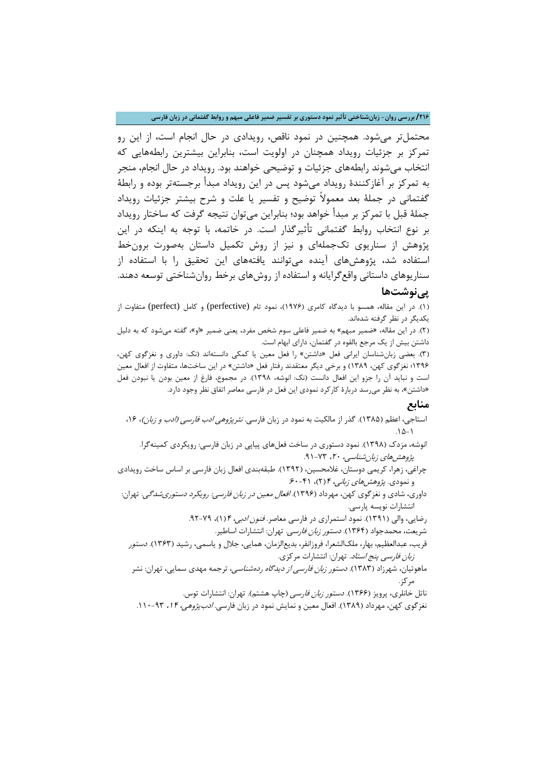محتمل‌تر می‌شود. همچنین در نمود ناقص، رویدادی در حال انجام است، از این رو تمرکز بر جزئیات رویداد همچنان در اولویت است، بنابراین بیشترین رابطه‌هایی که انتخاب می‌شوند رابطه‌های جزئیات و توضیحی خواهند بود. رویداد در حال انجام، منجر به تمرکز بر آغازکنندهٔ رویداد می‌شود پس در این رویداد مبدأ برجسته‌تر بوده و رابطهٔ گفتمانی در جملهٔ بعد معمولاً توضیح و تفسیر یا علت و شرح بیشتر جزئیات رویداد جملهٔ قبل با تمرکز بر مبدأ خواهد بود؛ بنابراین می‌توان نتیجه گرفت که ساختار رویداد بر نوع انتخاب روابط گفتمانی تأثیرگذار است. در خاتمه، با توجه به اینکه در این پژوهش از سناریوی تک‌جمله‌ای و نیز از روش تکمیل داستان به‌صورت برون‌خط استفاده شد، پژوهش‌های آینده می‌توانند یافته‌های این تحقیق را با استفاده از سناریوهای داستانی واقع‌گرایانه و استفاده از روش‌های برخط روان‌شناختی توسعه دهند.

## پی‌نوشت‌ها

(۱). در این مقاله، همسو با دیدگاه کامری (۱۹۷۶)، نمود تام (perfective) و کامل (perfect) متفاوت از یکدیگر در نظر گرفته شده‌اند.

(۲). در این مقاله، «ضمیر مبهم» به ضمیر فاعلی سوم شخص مفرد، یعنی ضمیر «او»، گفته می‌شود که به دلیل داشتن بیش از یک مرجع بالقوه در گفتمان، دارای ابهام است.

(۳). بعضی زبان‌شناسان ایرانی فعل «داشتن» را فعل معین یا کمکی دانسته‌اند (نک: داوری و نغزگوی کهن، ۱۳۹۶؛ نغزگوی کهن، ۱۳۸۹) و برخی دیگر معتقدند رفتار فعل «داشتن» در این ساخت‌ها، متفاوت از افعال معین است و نباید آن را جزو این افعال دانست (نک: انوشه، ۱۳۹۸). در مجموع، فارغ از معین بودن یا نبودن فعل «داشتن»، به نظر می‌رسد دربارهٔ کارکرد نمودی این فعل در فارسی معاصر اتفاق نظر وجود دارد.

## منابع

استاجی، اعظم (۱۳۸۵). گذر از مالکیت به نمود در زبان فارسی. *نشریهٔ پژوهی ادب فارسی (ادب و زبان)*، ۱۶، ۱۵-۱.

انوشه، مزدک (۱۳۹۸). نمود دستوری در ساخت فعل‌های پیاپی در زبان فارسی: رویکردی کمینه‌گرا. *پژوهش‌های زبان‌شناسی*، ۲۰، ۷۳-۹۱.

چراغی، زهرا، کریمی دوستان، غلامحسین، (۱۳۹۲). طبقه‌بندی افعال زبان فارسی بر اساس ساخت رویدادی و نمودی. *پژوهش‌های زبانی*، ۴ (۲)، ۴۱-۶۰.

داوری، شادی و نغزگوی کهن، مهرداد (۱۳۹۶). *افعال معین در زبان فارسی: رویکرد دستوری‌شدگی*. تهران: انتشارات نویسه پارسی.

رضایی، والی (۱۳۹۱). نمود استمراری در فارسی معاصر. *فنون ادبی*، ۴ (۱)، ۷۹-۹۲.

شریعت، محمدجواد (۱۳۶۴). *دستور زبان فارسی*. تهران: انتشارات اساطیر.

قریب، عبدالعظیم، بهار، ملک‌الشعرا، فروزانفر، بدیع‌الزمان، همایی، جلال و یاسمی، رشید (۱۳۶۳). *دستور زبان فارسی پنج استاد*. تهران: انتشارات مرکزی.

ماهوتیان، شهرزاد (۱۳۸۳). *دستور زبان فارسی از دیدگاه رده‌شناسی*، ترجمه مهدی سمایی، تهران: نشر مرکز.

ناتل خانلری، پرویز (۱۳۶۶). *دستور زبان فارسی* (چاپ هشتم). تهران: انتشارات توس.

نغزگوی کهن، مهرداد (۱۳۸۹). افعال معین و نمایش نمود در زبان فارسی. *ادب‌پژوهی*، ۱۴، ۹۳-۱۱۰.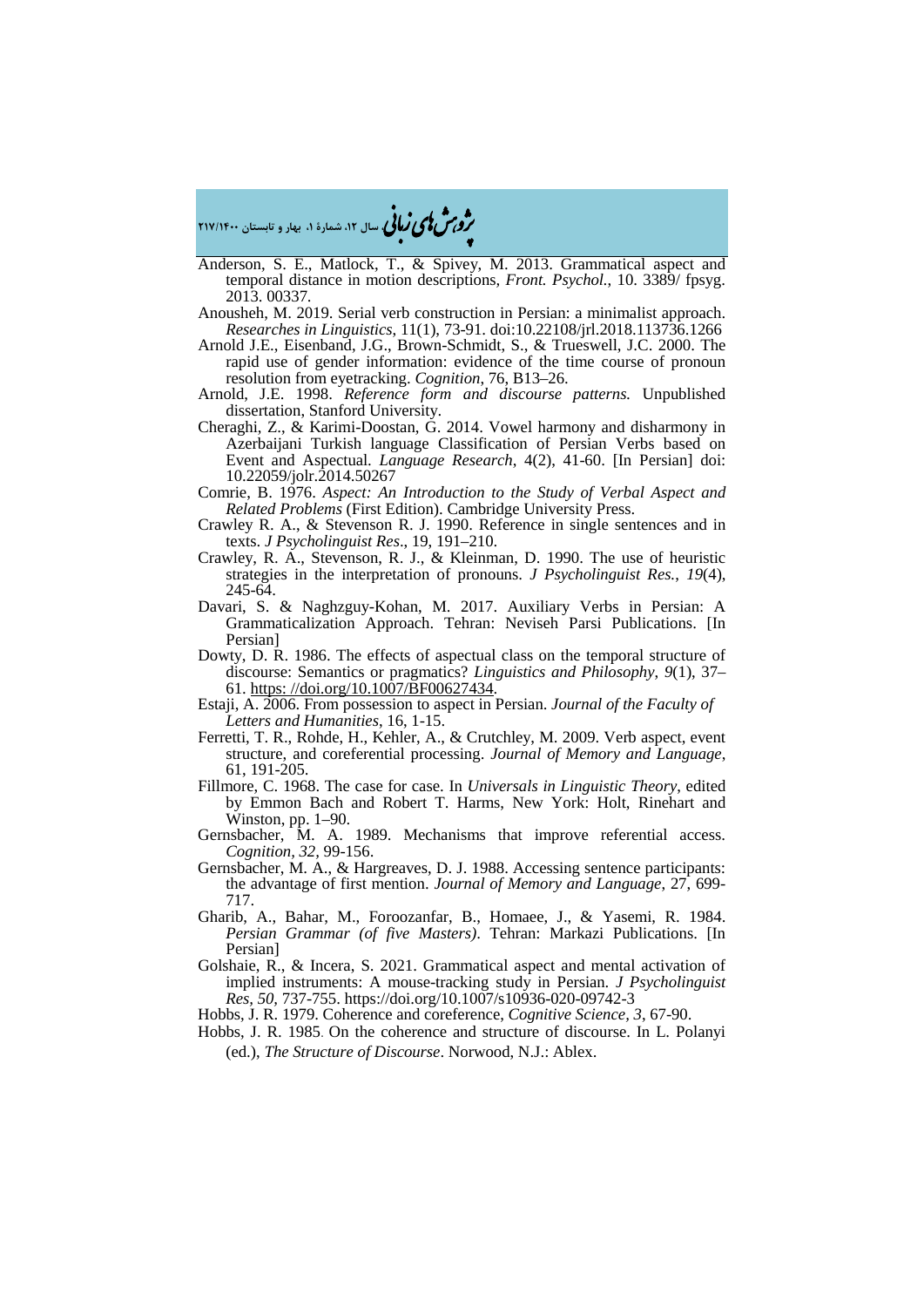Anderson, S. E., Matlock, T., & Spivey, M. 2013. Grammatical aspect and temporal distance in motion descriptions, *Front. Psychol.*, 10. 3389/ fpsyg. 2013. 00337.

Anousheh, M. 2019. Serial verb construction in Persian: a minimalist approach. *Researches in Linguistics*, 11(1), 73-91. doi:10.22108/jrl.2018.113736.1266

Arnold J.E., Eisenband, J.G., Brown-Schmidt, S., & Trueswell, J.C. 2000. The rapid use of gender information: evidence of the time course of pronoun resolution from eyetracking. *Cognition*, 76, B13–26.

Arnold, J.E. 1998. *Reference form and discourse patterns.* Unpublished dissertation, Stanford University.

Cheraghi, Z., & Karimi-Doostan, G. 2014. Vowel harmony and disharmony in Azerbaijani Turkish language Classification of Persian Verbs based on Event and Aspectual. *Language Research*, 4(2), 41-60. [In Persian] doi: 10.22059/jolr.2014.50267

Comrie, B. 1976. *Aspect: An Introduction to the Study of Verbal Aspect and Related Problems* (First Edition). Cambridge University Press.

Crawley R. A., & Stevenson R. J. 1990. Reference in single sentences and in texts. *J Psycholinguist Res*., 19, 191–210.

Crawley, R. A., Stevenson, R. J., & Kleinman, D. 1990. The use of heuristic strategies in the interpretation of pronouns. *J Psycholinguist Res.*, *19*(4), 245-64.

Davari, S. & Naghzguy-Kohan, M. 2017. Auxiliary Verbs in Persian: A Grammaticalization Approach. Tehran: Neviseh Parsi Publications. [In Persian]

Dowty, D. R. 1986. The effects of aspectual class on the temporal structure of discourse: Semantics or pragmatics? *Linguistics and Philosophy*, *9*(1), 37–61. https: //doi.org/10.1007/BF00627434.

Estaji, A. 2006. From possession to aspect in Persian. *Journal of the Faculty of Letters and Humanities*, 16, 1-15.

Ferretti, T. R., Rohde, H., Kehler, A., & Crutchley, M. 2009. Verb aspect, event structure, and coreferential processing. *Journal of Memory and Language*, 61, 191-205.

Fillmore, C. 1968. The case for case. In *Universals in Linguistic Theory*, edited by Emmon Bach and Robert T. Harms, New York: Holt, Rinehart and Winston, pp. 1–90.

Gernsbacher, M. A. 1989. Mechanisms that improve referential access. *Cognition*, *32,* 99-156.

Gernsbacher, M. A., & Hargreaves, D. J. 1988. Accessing sentence participants: the advantage of first mention. *Journal of Memory and Language*, 27, 699-717.

Gharib, A., Bahar, M., Foroozanfar, B., Homaee, J., & Yasemi, R. 1984. *Persian Grammar (of five Masters)*. Tehran: Markazi Publications. [In Persian]

Golshaie, R., & Incera, S. 2021. Grammatical aspect and mental activation of implied instruments: A mouse-tracking study in Persian. *J Psycholinguist Res, 50*, 737-755. https://doi.org/10.1007/s10936-020-09742-3

Hobbs, J. R. 1979. Coherence and coreference, *Cognitive Science, 3*, 67-90.

Hobbs, J. R. 1985. On the coherence and structure of discourse. In L. Polanyi (ed.), *The Structure of Discourse*. Norwood, N.J.: Ablex.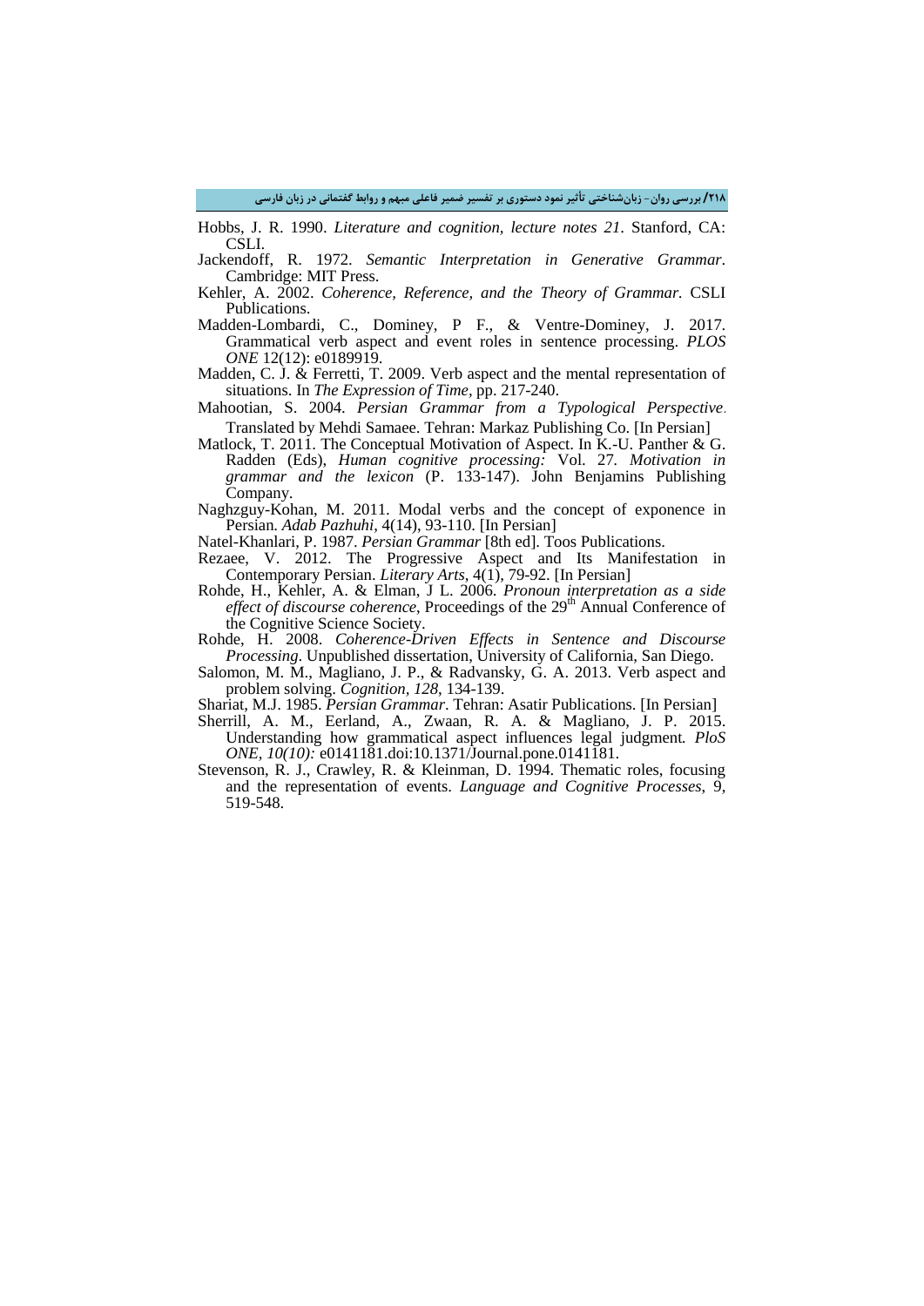Hobbs, J. R. 1990. *Literature and cognition, lecture notes 21*. Stanford, CA: CSLI.

Jackendoff, R. 1972. *Semantic Interpretation in Generative Grammar*. Cambridge: MIT Press.

Kehler, A. 2002. *Coherence, Reference, and the Theory of Grammar.* CSLI Publications.

Madden-Lombardi, C., Dominey, P F., & Ventre-Dominey, J. 2017. Grammatical verb aspect and event roles in sentence processing. *PLOS ONE* 12(12): e0189919.

Madden, C. J. & Ferretti, T. 2009. Verb aspect and the mental representation of situations. In *The Expression of Time,* pp. 217-240.

Mahootian, S. 2004. *Persian Grammar from a Typological Perspective*. Translated by Mehdi Samaee. Tehran: Markaz Publishing Co. [In Persian]

Matlock, T. 2011. The Conceptual Motivation of Aspect. In K.-U. Panther & G. Radden (Eds), *Human cognitive processing:* Vol. 27. *Motivation in grammar and the lexicon* (P. 133-147). John Benjamins Publishing Company.

Naghzguy-Kohan, M. 2011. Modal verbs and the concept of exponence in Persian. *Adab Pazhuhi*, 4(14), 93-110. [In Persian]

Natel-Khanlari, P. 1987. *Persian Grammar* [8th ed]. Toos Publications.

Rezaee, V. 2012. The Progressive Aspect and Its Manifestation in Contemporary Persian. *Literary Arts*, 4(1), 79-92. [In Persian]

Rohde, H., Kehler, A. & Elman, J L. 2006. *Pronoun interpretation as a side effect of discourse coherence*, Proceedings of the 29th Annual Conference of the Cognitive Science Society.

Rohde, H. 2008. *Coherence-Driven Effects in Sentence and Discourse Processing*. Unpublished dissertation, University of California, San Diego.

Salomon, M. M., Magliano, J. P., & Radvansky, G. A. 2013. Verb aspect and problem solving. *Cognition, 128*, 134-139.

Shariat, M.J. 1985. *Persian Grammar*. Tehran: Asatir Publications. [In Persian]

Sherrill, A. M., Eerland, A., Zwaan, R. A. & Magliano, J. P. 2015. Understanding how grammatical aspect influences legal judgment. *PloS ONE, 10(10):* e0141181.doi:10.1371/Journal.pone.0141181.

Stevenson, R. J., Crawley, R. & Kleinman, D. 1994. Thematic roles, focusing and the representation of events. *Language and Cognitive Processes*, 9, 519-548.